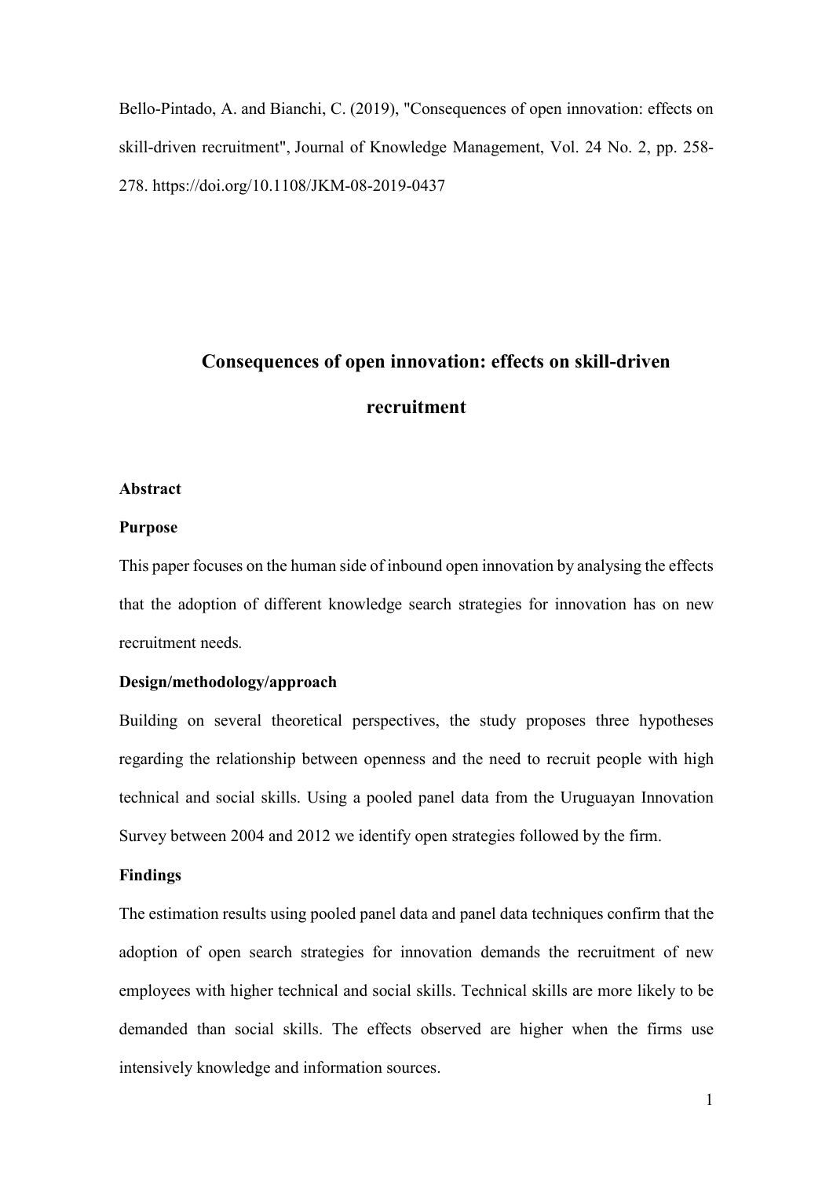Bello-Pintado, A. and Bianchi, C. (2019), "Consequences of open innovation: effects on skill-driven recruitment", Journal of Knowledge Management, Vol. 24 No. 2, pp. 258-278. https://doi.org/10.1108/JKM-08-2019-0437

# Consequences of open innovation: effects on skill-driven recruitment

## Abstract

### Purpose

This paper focuses on the human side of inbound open innovation by analysing the effects that the adoption of different knowledge search strategies for innovation has on new recruitment needs.

### Design/methodology/approach

Building on several theoretical perspectives, the study proposes three hypotheses regarding the relationship between openness and the need to recruit people with high technical and social skills. Using a pooled panel data from the Uruguayan Innovation Survey between 2004 and 2012 we identify open strategies followed by the firm.

### Findings

The estimation results using pooled panel data and panel data techniques confirm that the adoption of open search strategies for innovation demands the recruitment of new employees with higher technical and social skills. Technical skills are more likely to be demanded than social skills. The effects observed are higher when the firms use intensively knowledge and information sources.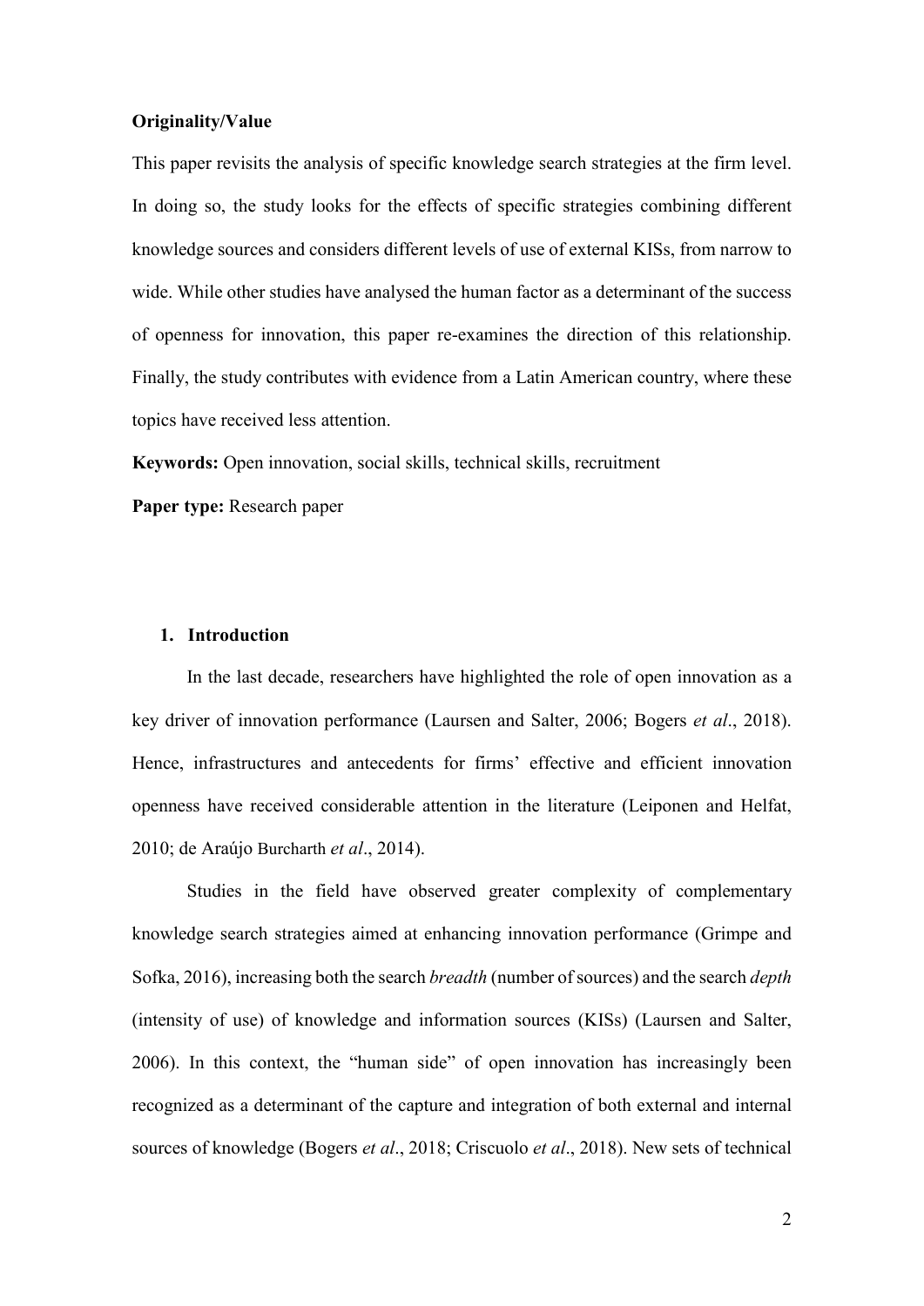**Originality/Value**

This paper revisits the analysis of specific knowledge search strategies at the firm level. In doing so, the study looks for the effects of specific strategies combining different knowledge sources and considers different levels of use of external KISs, from narrow to wide. While other studies have analysed the human factor as a determinant of the success of openness for innovation, this paper re-examines the direction of this relationship. Finally, the study contributes with evidence from a Latin American country, where these topics have received less attention.

**Keywords:** Open innovation, social skills, technical skills, recruitment

**Paper type:** Research paper

## 1. Introduction

In the last decade, researchers have highlighted the role of open innovation as a key driver of innovation performance (Laursen and Salter, 2006; Bogers *et al*., 2018). Hence, infrastructures and antecedents for firms' effective and efficient innovation openness have received considerable attention in the literature (Leiponen and Helfat, 2010; de Araújo Burcharth *et al*., 2014).

Studies in the field have observed greater complexity of complementary knowledge search strategies aimed at enhancing innovation performance (Grimpe and Sofka, 2016), increasing both the search *breadth* (number of sources) and the search *depth* (intensity of use) of knowledge and information sources (KISs) (Laursen and Salter, 2006). In this context, the "human side" of open innovation has increasingly been recognized as a determinant of the capture and integration of both external and internal sources of knowledge (Bogers *et al*., 2018; Criscuolo *et al*., 2018). New sets of technical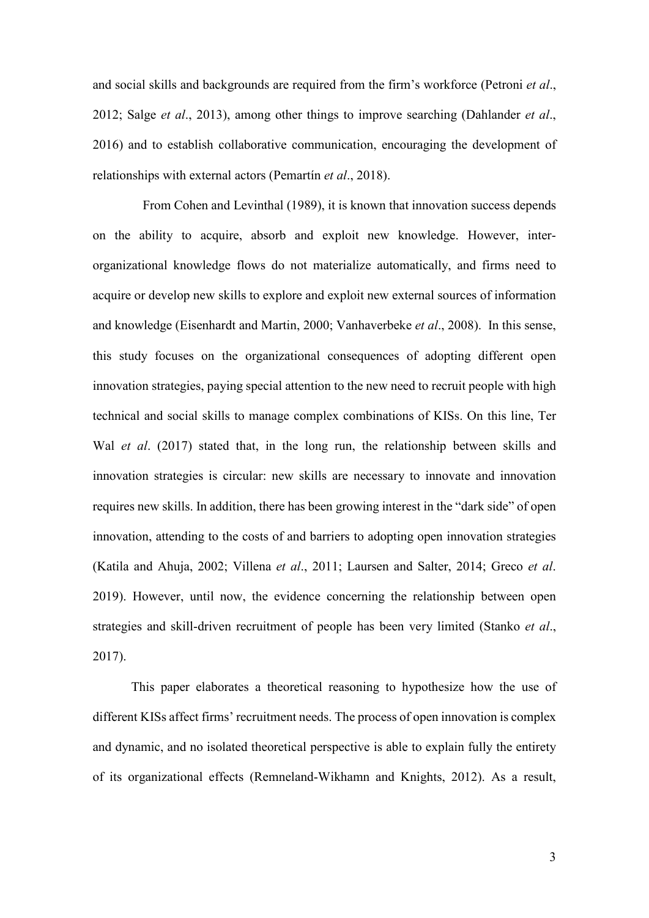and social skills and backgrounds are required from the firm's workforce (Petroni *et al*., 2012; Salge *et al*., 2013), among other things to improve searching (Dahlander *et al*., 2016) and to establish collaborative communication, encouraging the development of relationships with external actors (Pemartín *et al*., 2018).

From Cohen and Levinthal (1989), it is known that innovation success depends on the ability to acquire, absorb and exploit new knowledge. However, inter-organizational knowledge flows do not materialize automatically, and firms need to acquire or develop new skills to explore and exploit new external sources of information and knowledge (Eisenhardt and Martin, 2000; Vanhaverbeke *et al*., 2008). In this sense, this study focuses on the organizational consequences of adopting different open innovation strategies, paying special attention to the new need to recruit people with high technical and social skills to manage complex combinations of KISs. On this line, Ter Wal *et al*. (2017) stated that, in the long run, the relationship between skills and innovation strategies is circular: new skills are necessary to innovate and innovation requires new skills. In addition, there has been growing interest in the "dark side" of open innovation, attending to the costs of and barriers to adopting open innovation strategies (Katila and Ahuja, 2002; Villena *et al*., 2011; Laursen and Salter, 2014; Greco *et al*. 2019). However, until now, the evidence concerning the relationship between open strategies and skill-driven recruitment of people has been very limited (Stanko *et al*., 2017).

This paper elaborates a theoretical reasoning to hypothesize how the use of different KISs affect firms' recruitment needs. The process of open innovation is complex and dynamic, and no isolated theoretical perspective is able to explain fully the entirety of its organizational effects (Remneland-Wikhamn and Knights, 2012). As a result,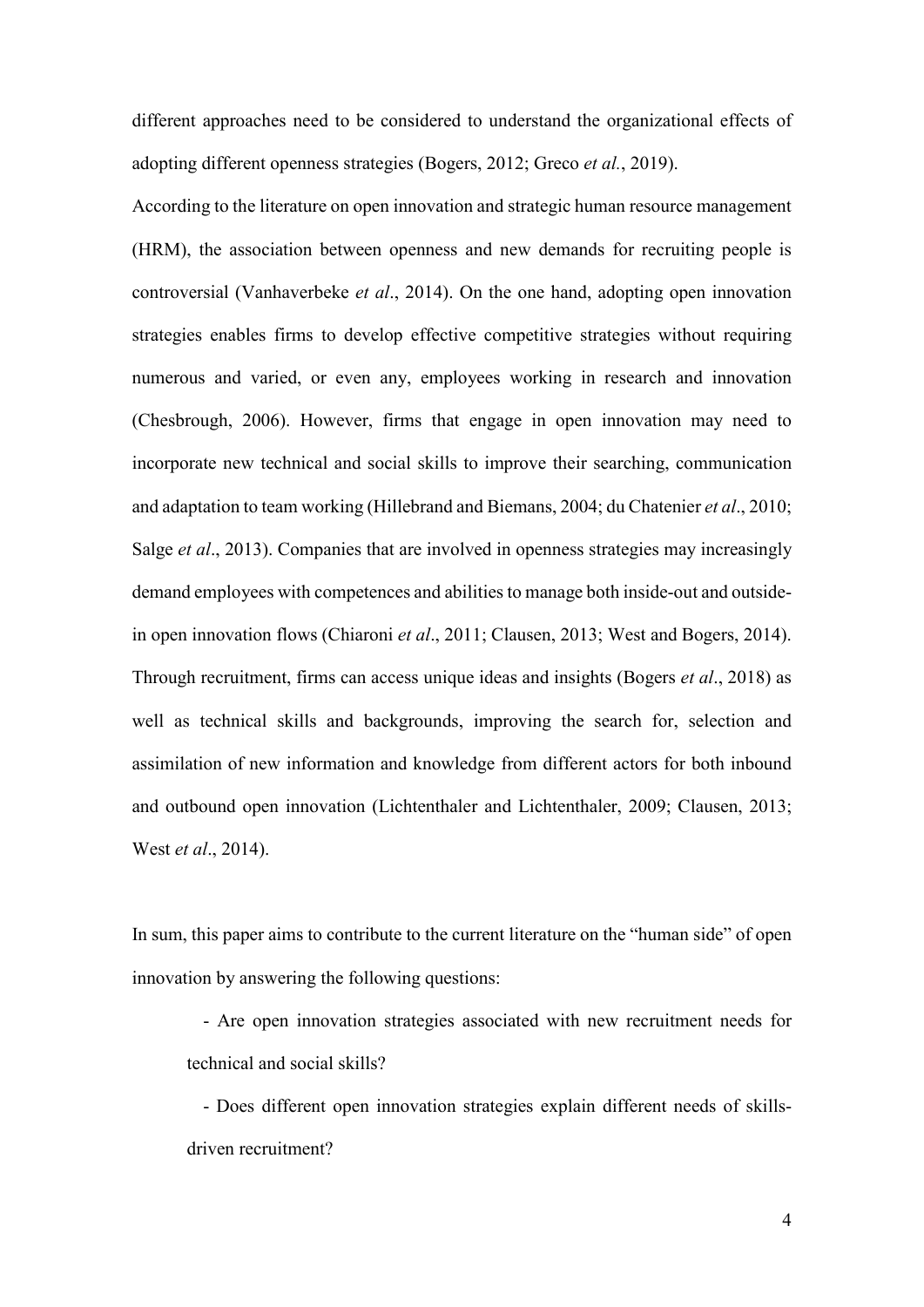different approaches need to be considered to understand the organizational effects of adopting different openness strategies (Bogers, 2012; Greco *et al.*, 2019).

According to the literature on open innovation and strategic human resource management (HRM), the association between openness and new demands for recruiting people is controversial (Vanhaverbeke *et al*., 2014). On the one hand, adopting open innovation strategies enables firms to develop effective competitive strategies without requiring numerous and varied, or even any, employees working in research and innovation (Chesbrough, 2006). However, firms that engage in open innovation may need to incorporate new technical and social skills to improve their searching, communication and adaptation to team working (Hillebrand and Biemans, 2004; du Chatenier *et al*., 2010; Salge *et al*., 2013). Companies that are involved in openness strategies may increasingly demand employees with competences and abilities to manage both inside-out and outside-in open innovation flows (Chiaroni *et al*., 2011; Clausen, 2013; West and Bogers, 2014). Through recruitment, firms can access unique ideas and insights (Bogers *et al*., 2018) as well as technical skills and backgrounds, improving the search for, selection and assimilation of new information and knowledge from different actors for both inbound and outbound open innovation (Lichtenthaler and Lichtenthaler, 2009; Clausen, 2013; West *et al*., 2014).

In sum, this paper aims to contribute to the current literature on the "human side" of open innovation by answering the following questions:

- Are open innovation strategies associated with new recruitment needs for technical and social skills?
- Does different open innovation strategies explain different needs of skills-driven recruitment?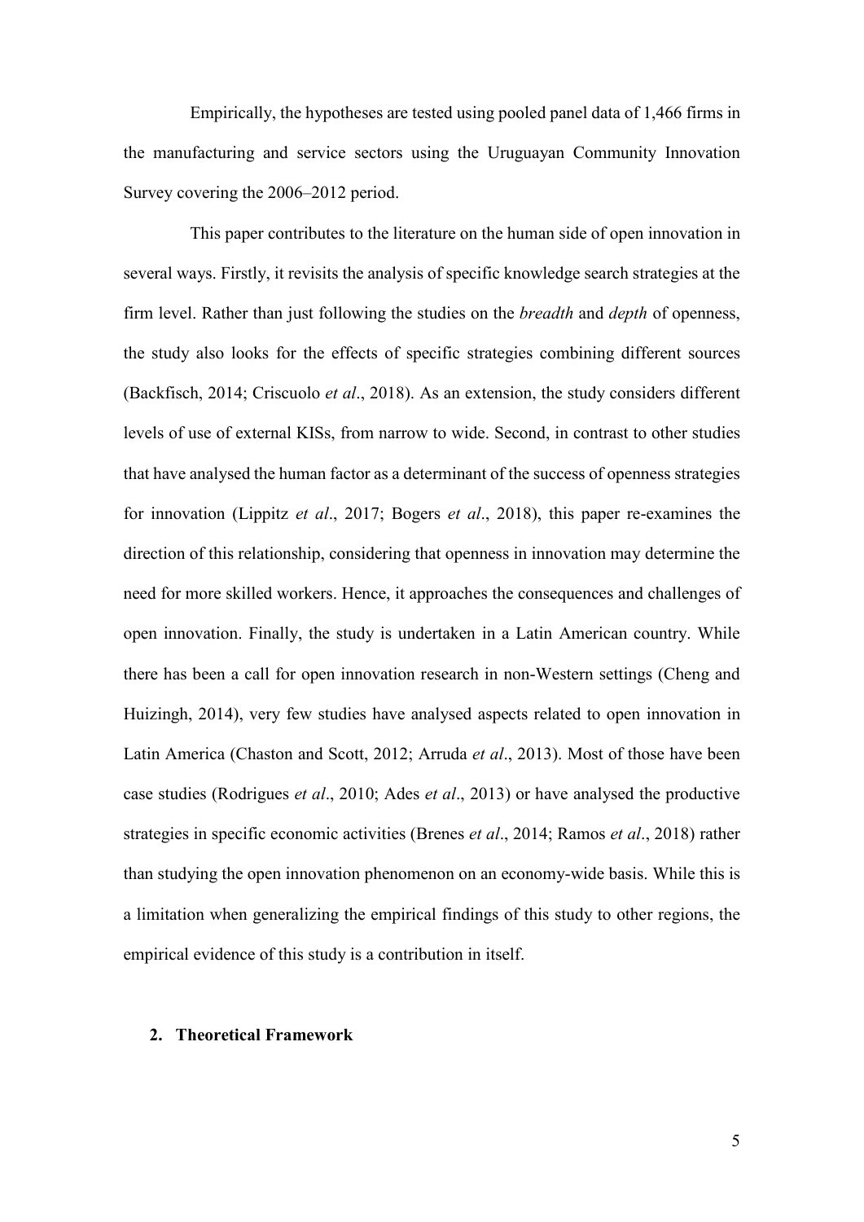Empirically, the hypotheses are tested using pooled panel data of 1,466 firms in the manufacturing and service sectors using the Uruguayan Community Innovation Survey covering the 2006–2012 period.

This paper contributes to the literature on the human side of open innovation in several ways. Firstly, it revisits the analysis of specific knowledge search strategies at the firm level. Rather than just following the studies on the *breadth* and *depth* of openness, the study also looks for the effects of specific strategies combining different sources (Backfisch, 2014; Criscuolo *et al*., 2018). As an extension, the study considers different levels of use of external KISs, from narrow to wide. Second, in contrast to other studies that have analysed the human factor as a determinant of the success of openness strategies for innovation (Lippitz *et al*., 2017; Bogers *et al*., 2018), this paper re-examines the direction of this relationship, considering that openness in innovation may determine the need for more skilled workers. Hence, it approaches the consequences and challenges of open innovation. Finally, the study is undertaken in a Latin American country. While there has been a call for open innovation research in non-Western settings (Cheng and Huizingh, 2014), very few studies have analysed aspects related to open innovation in Latin America (Chaston and Scott, 2012; Arruda *et al*., 2013). Most of those have been case studies (Rodrigues *et al*., 2010; Ades *et al*., 2013) or have analysed the productive strategies in specific economic activities (Brenes *et al*., 2014; Ramos *et al*., 2018) rather than studying the open innovation phenomenon on an economy-wide basis. While this is a limitation when generalizing the empirical findings of this study to other regions, the empirical evidence of this study is a contribution in itself.

## 2. Theoretical Framework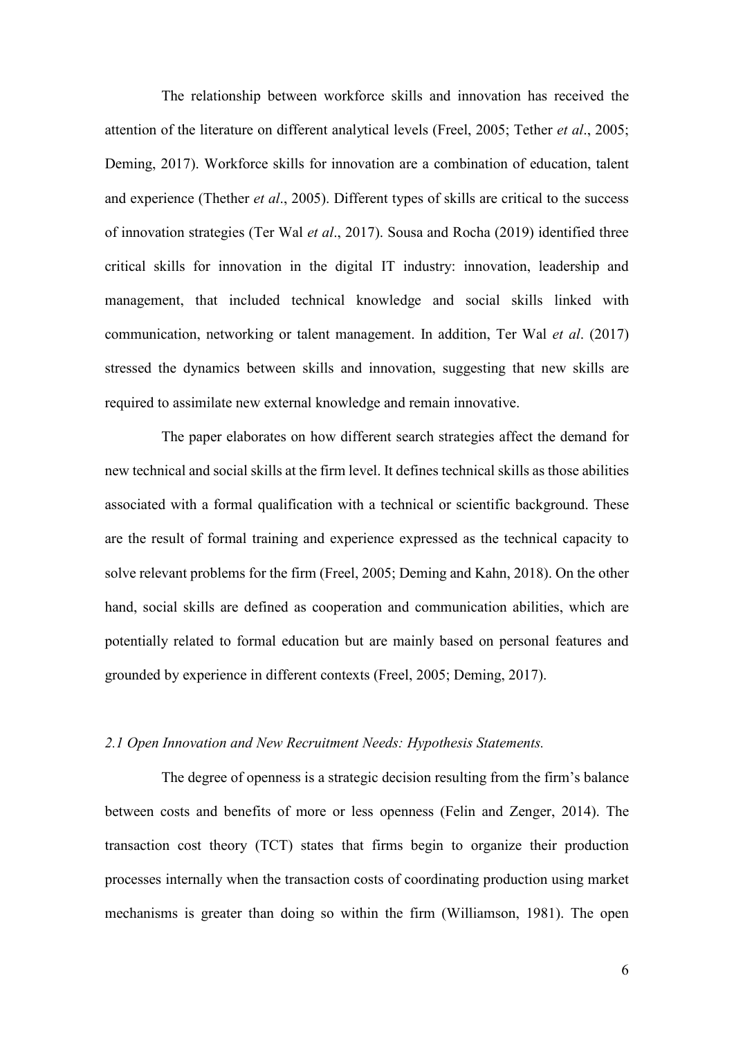The relationship between workforce skills and innovation has received the attention of the literature on different analytical levels (Freel, 2005; Tether *et al*., 2005; Deming, 2017). Workforce skills for innovation are a combination of education, talent and experience (Thether *et al*., 2005). Different types of skills are critical to the success of innovation strategies (Ter Wal *et al*., 2017). Sousa and Rocha (2019) identified three critical skills for innovation in the digital IT industry: innovation, leadership and management, that included technical knowledge and social skills linked with communication, networking or talent management. In addition, Ter Wal *et al*. (2017) stressed the dynamics between skills and innovation, suggesting that new skills are required to assimilate new external knowledge and remain innovative.

The paper elaborates on how different search strategies affect the demand for new technical and social skills at the firm level. It defines technical skills as those abilities associated with a formal qualification with a technical or scientific background. These are the result of formal training and experience expressed as the technical capacity to solve relevant problems for the firm (Freel, 2005; Deming and Kahn, 2018). On the other hand, social skills are defined as cooperation and communication abilities, which are potentially related to formal education but are mainly based on personal features and grounded by experience in different contexts (Freel, 2005; Deming, 2017).

### *2.1 Open Innovation and New Recruitment Needs: Hypothesis Statements.*

The degree of openness is a strategic decision resulting from the firm's balance between costs and benefits of more or less openness (Felin and Zenger, 2014). The transaction cost theory (TCT) states that firms begin to organize their production processes internally when the transaction costs of coordinating production using market mechanisms is greater than doing so within the firm (Williamson, 1981). The open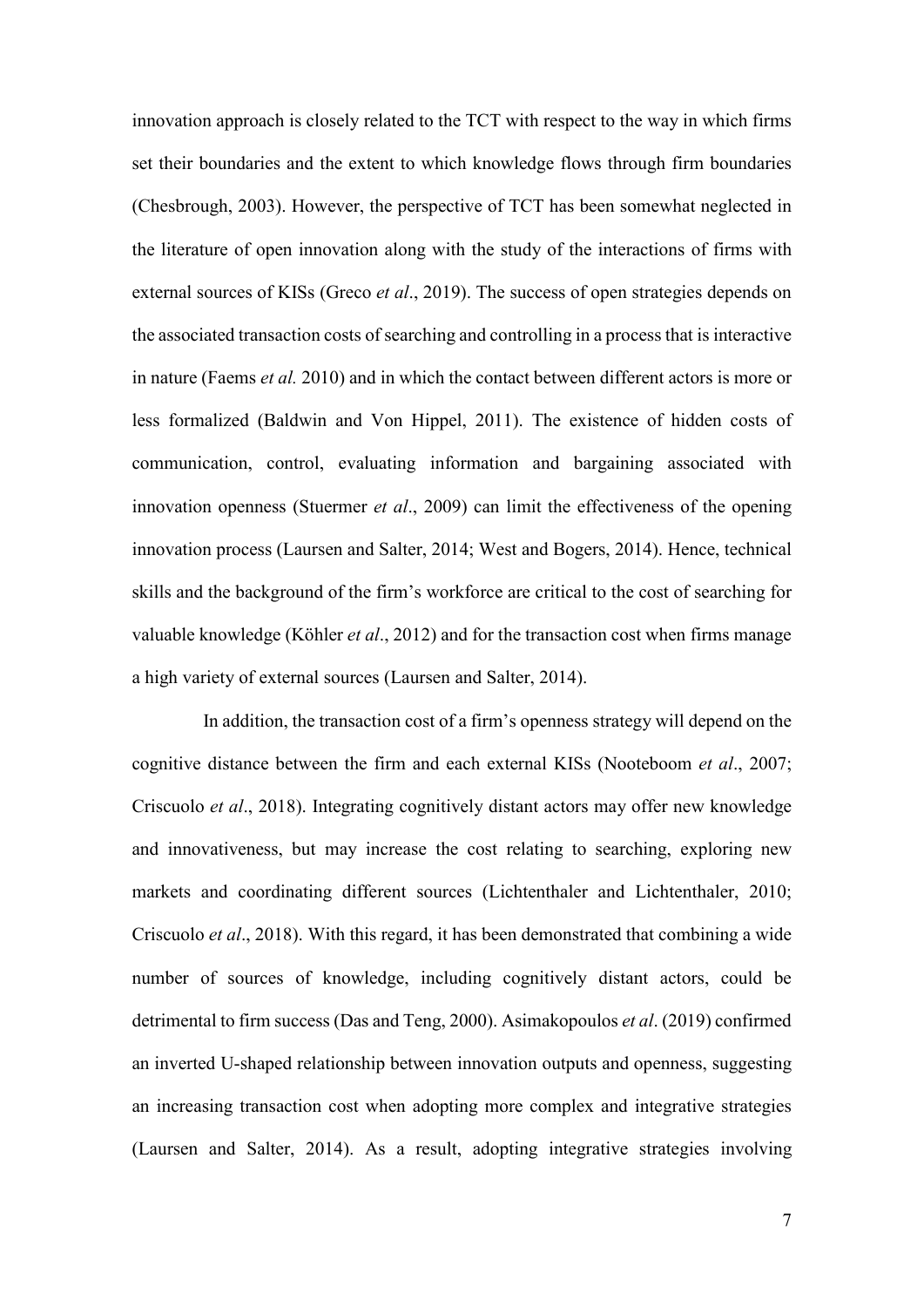innovation approach is closely related to the TCT with respect to the way in which firms set their boundaries and the extent to which knowledge flows through firm boundaries (Chesbrough, 2003). However, the perspective of TCT has been somewhat neglected in the literature of open innovation along with the study of the interactions of firms with external sources of KISs (Greco *et al*., 2019). The success of open strategies depends on the associated transaction costs of searching and controlling in a process that is interactive in nature (Faems *et al.* 2010) and in which the contact between different actors is more or less formalized (Baldwin and Von Hippel, 2011). The existence of hidden costs of communication, control, evaluating information and bargaining associated with innovation openness (Stuermer *et al*., 2009) can limit the effectiveness of the opening innovation process (Laursen and Salter, 2014; West and Bogers, 2014). Hence, technical skills and the background of the firm's workforce are critical to the cost of searching for valuable knowledge (Köhler *et al*., 2012) and for the transaction cost when firms manage a high variety of external sources (Laursen and Salter, 2014).

In addition, the transaction cost of a firm's openness strategy will depend on the cognitive distance between the firm and each external KISs (Nooteboom *et al*., 2007; Criscuolo *et al*., 2018). Integrating cognitively distant actors may offer new knowledge and innovativeness, but may increase the cost relating to searching, exploring new markets and coordinating different sources (Lichtenthaler and Lichtenthaler, 2010; Criscuolo *et al*., 2018). With this regard, it has been demonstrated that combining a wide number of sources of knowledge, including cognitively distant actors, could be detrimental to firm success (Das and Teng, 2000). Asimakopoulos *et al*. (2019) confirmed an inverted U-shaped relationship between innovation outputs and openness, suggesting an increasing transaction cost when adopting more complex and integrative strategies (Laursen and Salter, 2014). As a result, adopting integrative strategies involving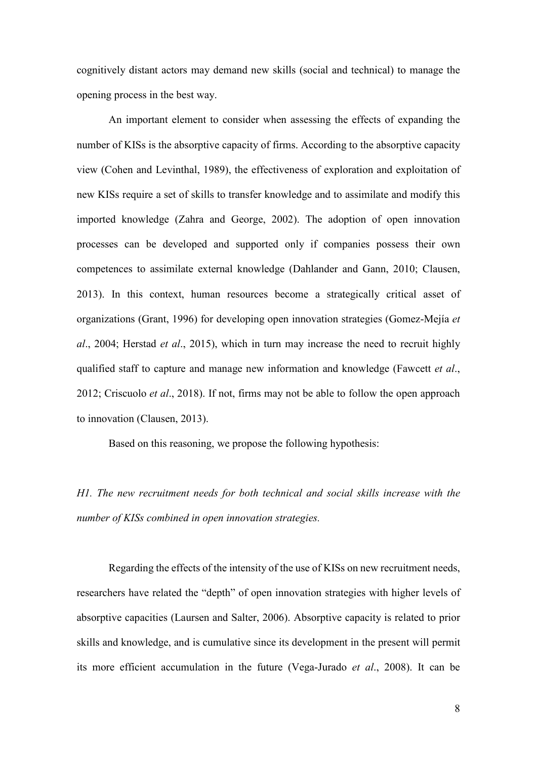cognitively distant actors may demand new skills (social and technical) to manage the opening process in the best way.

An important element to consider when assessing the effects of expanding the number of KISs is the absorptive capacity of firms. According to the absorptive capacity view (Cohen and Levinthal, 1989), the effectiveness of exploration and exploitation of new KISs require a set of skills to transfer knowledge and to assimilate and modify this imported knowledge (Zahra and George, 2002). The adoption of open innovation processes can be developed and supported only if companies possess their own competences to assimilate external knowledge (Dahlander and Gann, 2010; Clausen, 2013). In this context, human resources become a strategically critical asset of organizations (Grant, 1996) for developing open innovation strategies (Gomez-Mejía *et al*., 2004; Herstad *et al*., 2015), which in turn may increase the need to recruit highly qualified staff to capture and manage new information and knowledge (Fawcett *et al*., 2012; Criscuolo *et al*., 2018). If not, firms may not be able to follow the open approach to innovation (Clausen, 2013).

Based on this reasoning, we propose the following hypothesis:

*H1. The new recruitment needs for both technical and social skills increase with the number of KISs combined in open innovation strategies.*

Regarding the effects of the intensity of the use of KISs on new recruitment needs, researchers have related the "depth" of open innovation strategies with higher levels of absorptive capacities (Laursen and Salter, 2006). Absorptive capacity is related to prior skills and knowledge, and is cumulative since its development in the present will permit its more efficient accumulation in the future (Vega-Jurado *et al*., 2008). It can be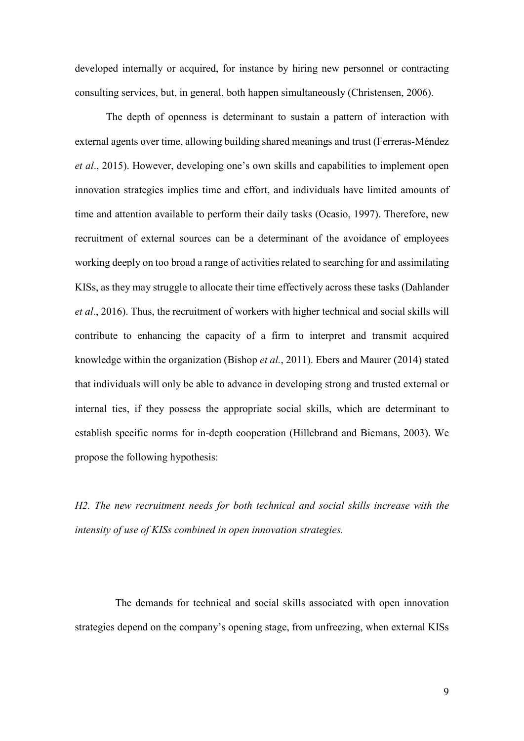developed internally or acquired, for instance by hiring new personnel or contracting consulting services, but, in general, both happen simultaneously (Christensen, 2006).

The depth of openness is determinant to sustain a pattern of interaction with external agents over time, allowing building shared meanings and trust (Ferreras-Méndez *et al*., 2015). However, developing one's own skills and capabilities to implement open innovation strategies implies time and effort, and individuals have limited amounts of time and attention available to perform their daily tasks (Ocasio, 1997). Therefore, new recruitment of external sources can be a determinant of the avoidance of employees working deeply on too broad a range of activities related to searching for and assimilating KISs, as they may struggle to allocate their time effectively across these tasks (Dahlander *et al*., 2016). Thus, the recruitment of workers with higher technical and social skills will contribute to enhancing the capacity of a firm to interpret and transmit acquired knowledge within the organization (Bishop *et al.*, 2011). Ebers and Maurer (2014) stated that individuals will only be able to advance in developing strong and trusted external or internal ties, if they possess the appropriate social skills, which are determinant to establish specific norms for in-depth cooperation (Hillebrand and Biemans, 2003). We propose the following hypothesis:

*H2. The new recruitment needs for both technical and social skills increase with the intensity of use of KISs combined in open innovation strategies.*

The demands for technical and social skills associated with open innovation strategies depend on the company's opening stage, from unfreezing, when external KISs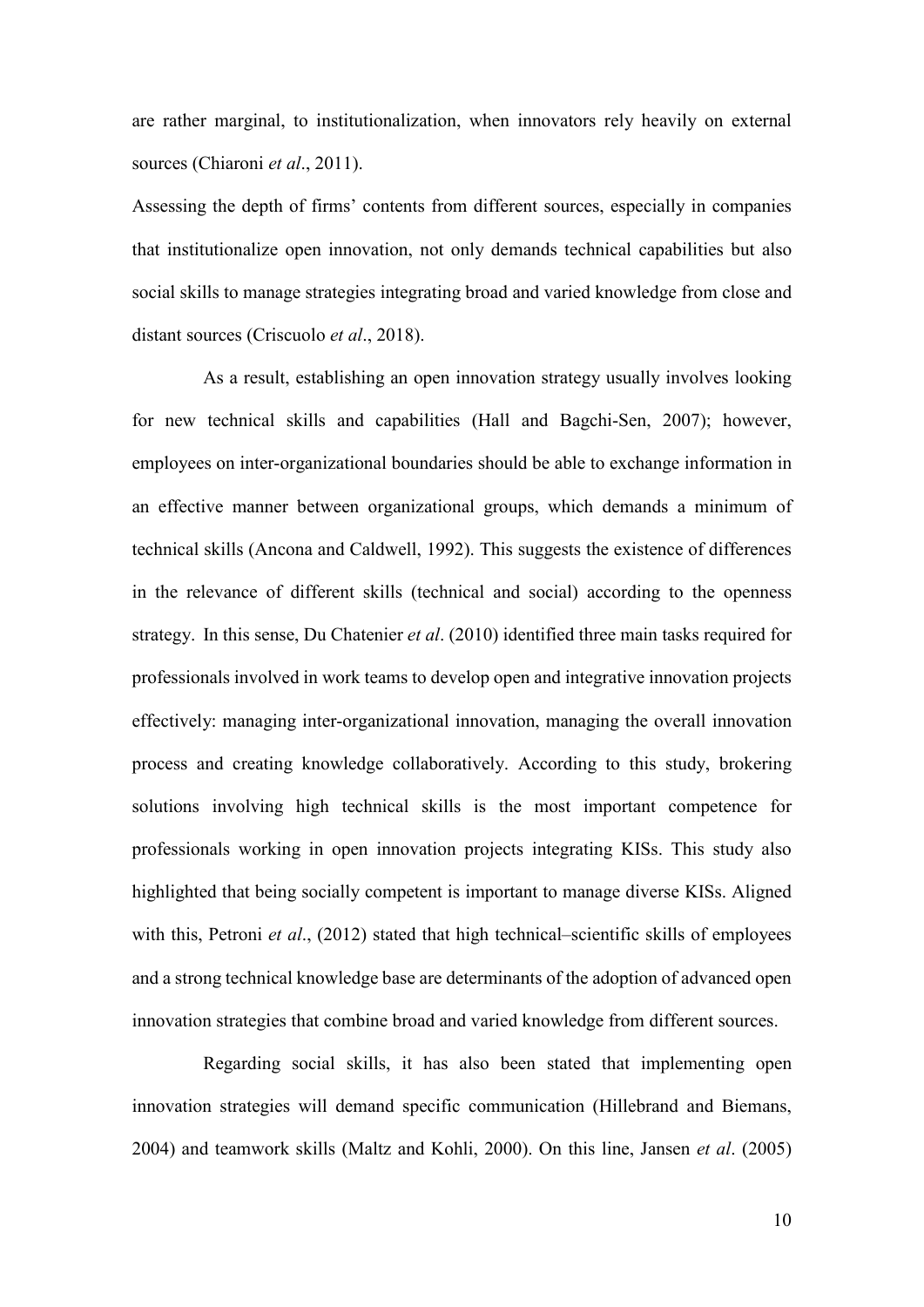are rather marginal, to institutionalization, when innovators rely heavily on external sources (Chiaroni *et al*., 2011).

Assessing the depth of firms' contents from different sources, especially in companies that institutionalize open innovation, not only demands technical capabilities but also social skills to manage strategies integrating broad and varied knowledge from close and distant sources (Criscuolo *et al*., 2018).

As a result, establishing an open innovation strategy usually involves looking for new technical skills and capabilities (Hall and Bagchi-Sen, 2007); however, employees on inter-organizational boundaries should be able to exchange information in an effective manner between organizational groups, which demands a minimum of technical skills (Ancona and Caldwell, 1992). This suggests the existence of differences in the relevance of different skills (technical and social) according to the openness strategy. In this sense, Du Chatenier *et al*. (2010) identified three main tasks required for professionals involved in work teams to develop open and integrative innovation projects effectively: managing inter-organizational innovation, managing the overall innovation process and creating knowledge collaboratively. According to this study, brokering solutions involving high technical skills is the most important competence for professionals working in open innovation projects integrating KISs. This study also highlighted that being socially competent is important to manage diverse KISs. Aligned with this, Petroni *et al*., (2012) stated that high technical–scientific skills of employees and a strong technical knowledge base are determinants of the adoption of advanced open innovation strategies that combine broad and varied knowledge from different sources.

Regarding social skills, it has also been stated that implementing open innovation strategies will demand specific communication (Hillebrand and Biemans, 2004) and teamwork skills (Maltz and Kohli, 2000). On this line, Jansen *et al*. (2005)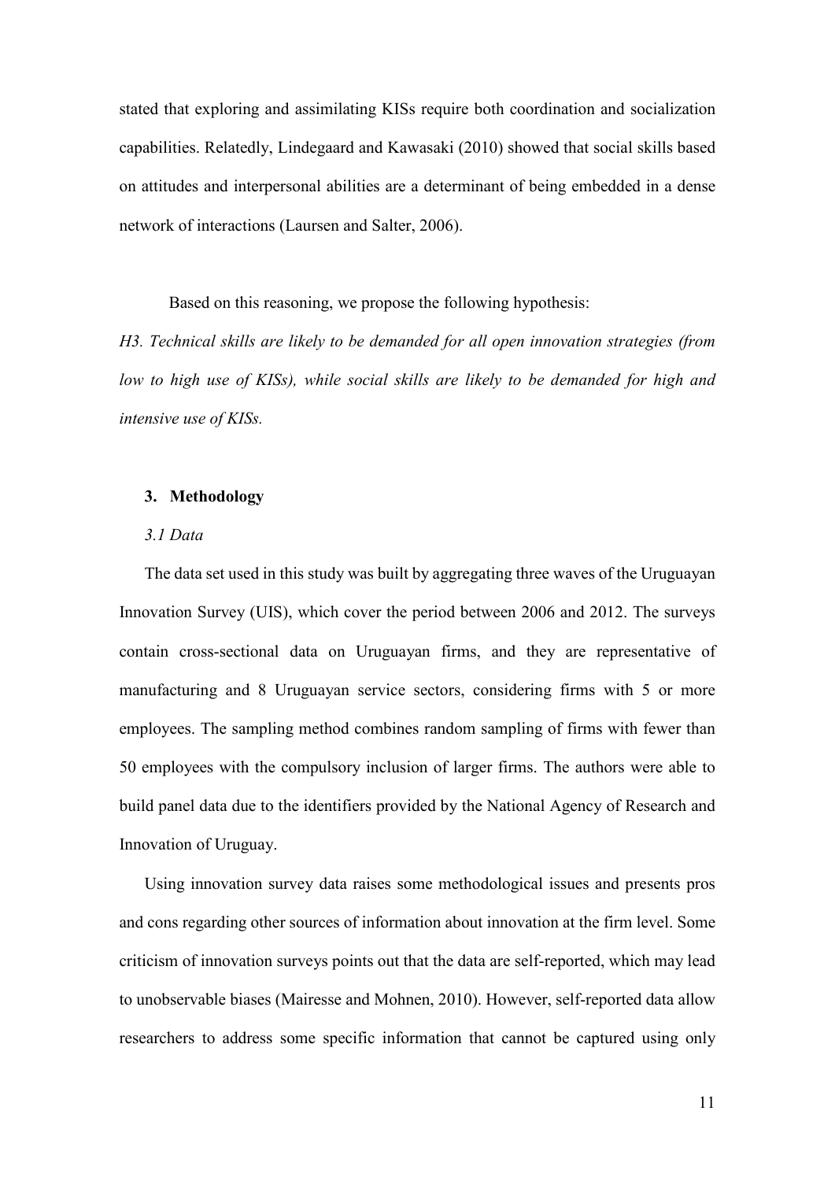stated that exploring and assimilating KISs require both coordination and socialization capabilities. Relatedly, Lindegaard and Kawasaki (2010) showed that social skills based on attitudes and interpersonal abilities are a determinant of being embedded in a dense network of interactions (Laursen and Salter, 2006).

Based on this reasoning, we propose the following hypothesis:

*H3. Technical skills are likely to be demanded for all open innovation strategies (from low to high use of KISs), while social skills are likely to be demanded for high and intensive use of KISs.*

## 3. Methodology

### *3.1 Data*

The data set used in this study was built by aggregating three waves of the Uruguayan Innovation Survey (UIS), which cover the period between 2006 and 2012. The surveys contain cross-sectional data on Uruguayan firms, and they are representative of manufacturing and 8 Uruguayan service sectors, considering firms with 5 or more employees. The sampling method combines random sampling of firms with fewer than 50 employees with the compulsory inclusion of larger firms. The authors were able to build panel data due to the identifiers provided by the National Agency of Research and Innovation of Uruguay.

Using innovation survey data raises some methodological issues and presents pros and cons regarding other sources of information about innovation at the firm level. Some criticism of innovation surveys points out that the data are self-reported, which may lead to unobservable biases (Mairesse and Mohnen, 2010). However, self-reported data allow researchers to address some specific information that cannot be captured using only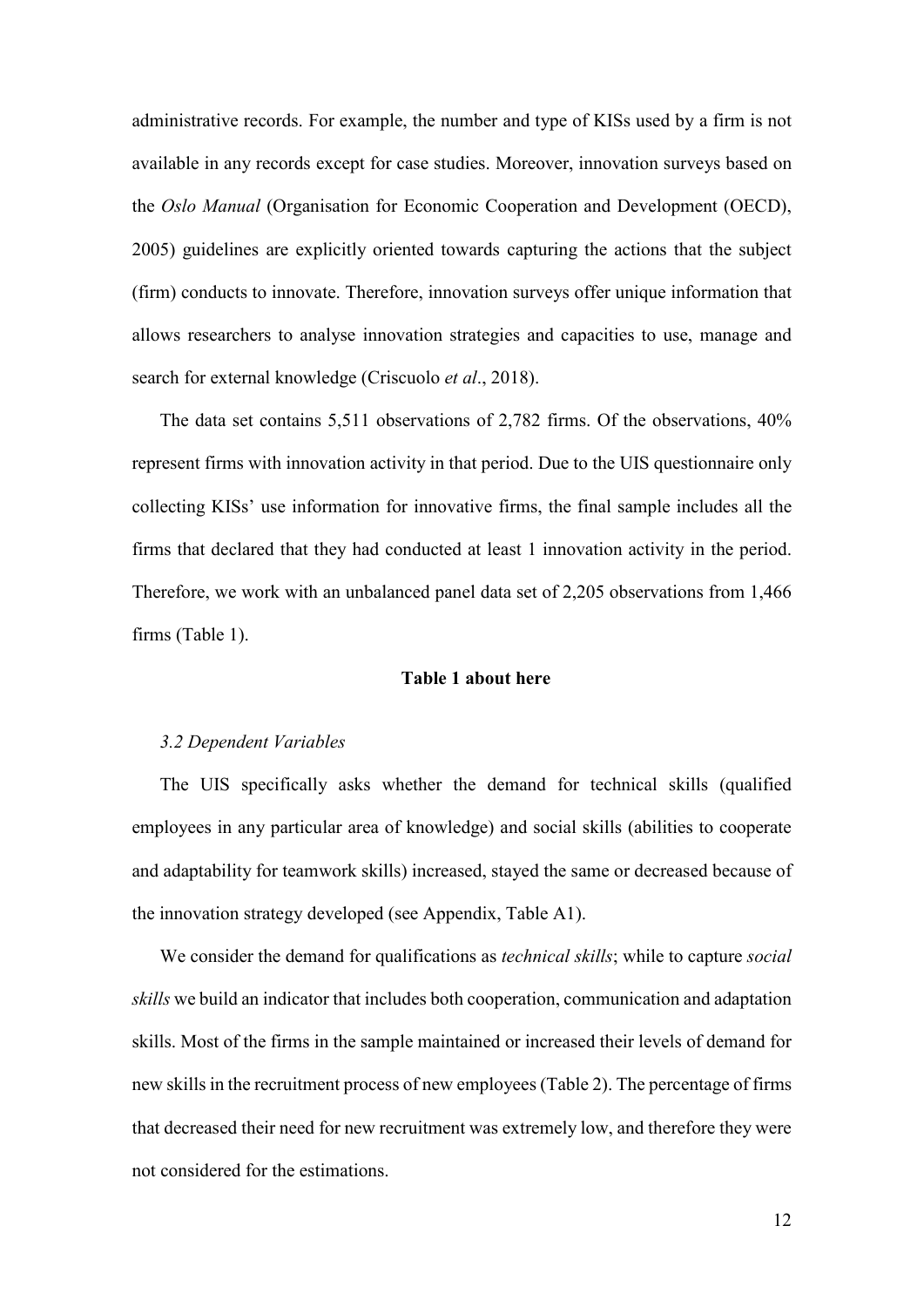administrative records. For example, the number and type of KISs used by a firm is not available in any records except for case studies. Moreover, innovation surveys based on the *Oslo Manual* (Organisation for Economic Cooperation and Development (OECD), 2005) guidelines are explicitly oriented towards capturing the actions that the subject (firm) conducts to innovate. Therefore, innovation surveys offer unique information that allows researchers to analyse innovation strategies and capacities to use, manage and search for external knowledge (Criscuolo *et al*., 2018).

The data set contains 5,511 observations of 2,782 firms. Of the observations, 40% represent firms with innovation activity in that period. Due to the UIS questionnaire only collecting KISs' use information for innovative firms, the final sample includes all the firms that declared that they had conducted at least 1 innovation activity in the period. Therefore, we work with an unbalanced panel data set of 2,205 observations from 1,466 firms (Table 1).

**Table 1 about here**

### *3.2 Dependent Variables*

The UIS specifically asks whether the demand for technical skills (qualified employees in any particular area of knowledge) and social skills (abilities to cooperate and adaptability for teamwork skills) increased, stayed the same or decreased because of the innovation strategy developed (see Appendix, Table A1).

We consider the demand for qualifications as *technical skills*; while to capture *social skills* we build an indicator that includes both cooperation, communication and adaptation skills. Most of the firms in the sample maintained or increased their levels of demand for new skills in the recruitment process of new employees (Table 2). The percentage of firms that decreased their need for new recruitment was extremely low, and therefore they were not considered for the estimations.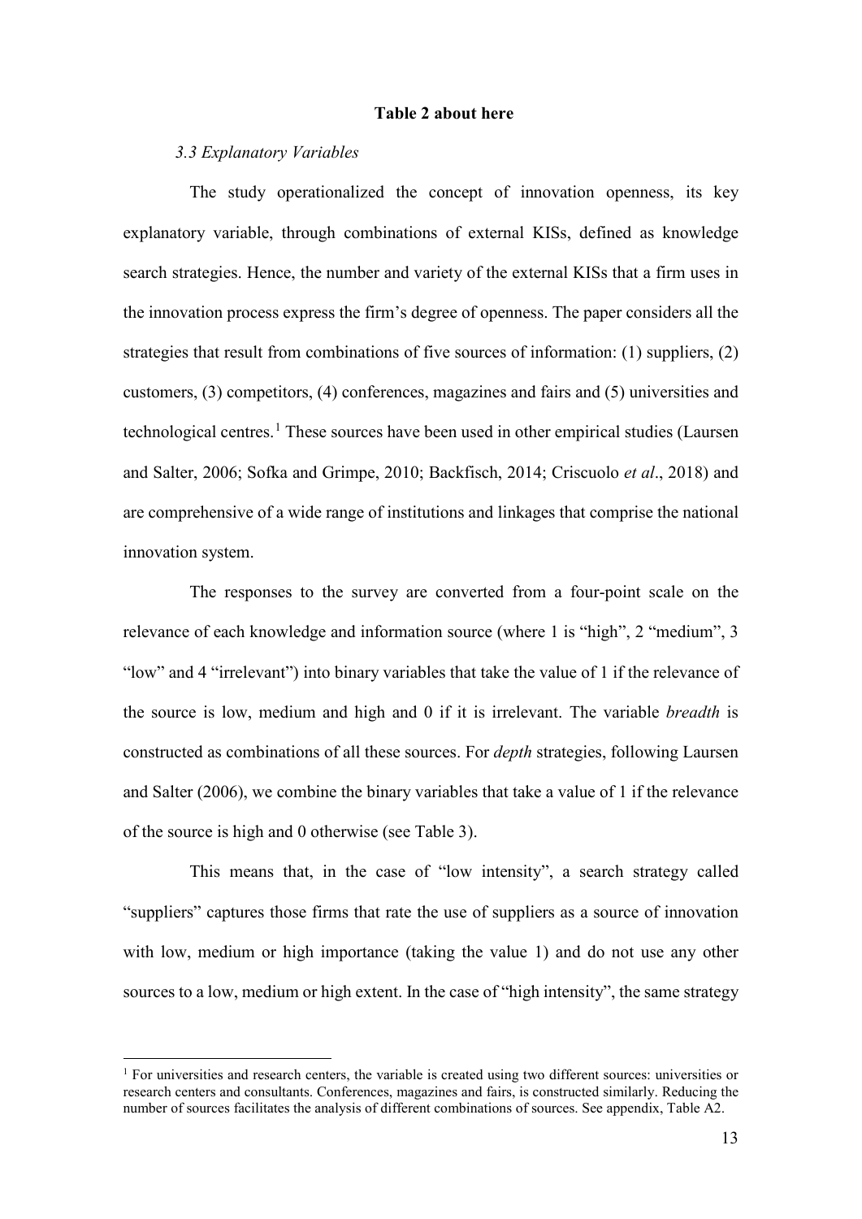**Table 2 about here**

### *3.3 Explanatory Variables*

The study operationalized the concept of innovation openness, its key explanatory variable, through combinations of external KISs, defined as knowledge search strategies. Hence, the number and variety of the external KISs that a firm uses in the innovation process express the firm's degree of openness. The paper considers all the strategies that result from combinations of five sources of information: (1) suppliers, (2) customers, (3) competitors, (4) conferences, magazines and fairs and (5) universities and technological centres.[1] These sources have been used in other empirical studies (Laursen and Salter, 2006; Sofka and Grimpe, 2010; Backfisch, 2014; Criscuolo *et al*., 2018) and are comprehensive of a wide range of institutions and linkages that comprise the national innovation system.

The responses to the survey are converted from a four-point scale on the relevance of each knowledge and information source (where 1 is "high", 2 "medium", 3 "low" and 4 "irrelevant") into binary variables that take the value of 1 if the relevance of the source is low, medium and high and 0 if it is irrelevant. The variable *breadth* is constructed as combinations of all these sources. For *depth* strategies, following Laursen and Salter (2006), we combine the binary variables that take a value of 1 if the relevance of the source is high and 0 otherwise (see Table 3).

This means that, in the case of "low intensity", a search strategy called "suppliers" captures those firms that rate the use of suppliers as a source of innovation with low, medium or high importance (taking the value 1) and do not use any other sources to a low, medium or high extent. In the case of "high intensity", the same strategy

---

[1] For universities and research centers, the variable is created using two different sources: universities or research centers and consultants. Conferences, magazines and fairs, is constructed similarly. Reducing the number of sources facilitates the analysis of different combinations of sources. See appendix, Table A2.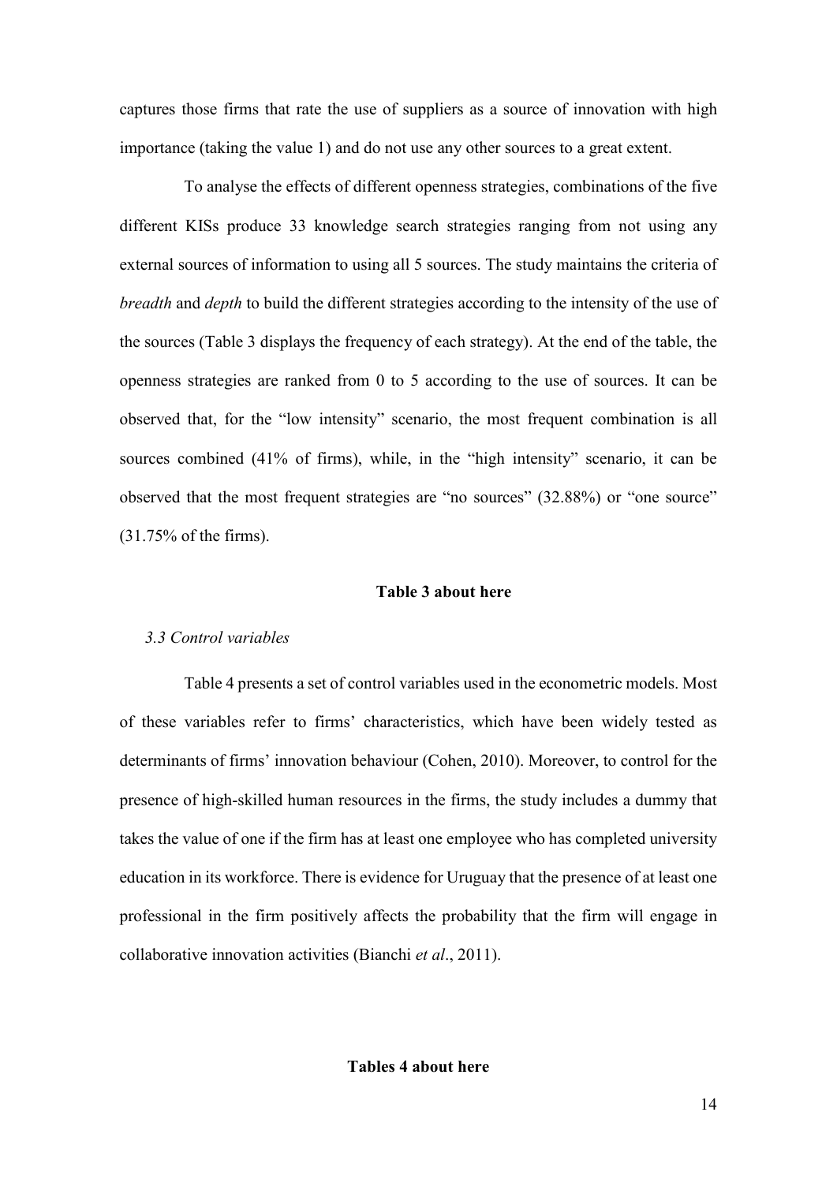captures those firms that rate the use of suppliers as a source of innovation with high importance (taking the value 1) and do not use any other sources to a great extent.

To analyse the effects of different openness strategies, combinations of the five different KISs produce 33 knowledge search strategies ranging from not using any external sources of information to using all 5 sources. The study maintains the criteria of *breadth* and *depth* to build the different strategies according to the intensity of the use of the sources (Table 3 displays the frequency of each strategy). At the end of the table, the openness strategies are ranked from 0 to 5 according to the use of sources. It can be observed that, for the "low intensity" scenario, the most frequent combination is all sources combined (41% of firms), while, in the "high intensity" scenario, it can be observed that the most frequent strategies are "no sources" (32.88%) or "one source" (31.75% of the firms).

**Table 3 about here**

### *3.3 Control variables*

Table 4 presents a set of control variables used in the econometric models. Most of these variables refer to firms' characteristics, which have been widely tested as determinants of firms' innovation behaviour (Cohen, 2010). Moreover, to control for the presence of high-skilled human resources in the firms, the study includes a dummy that takes the value of one if the firm has at least one employee who has completed university education in its workforce. There is evidence for Uruguay that the presence of at least one professional in the firm positively affects the probability that the firm will engage in collaborative innovation activities (Bianchi *et al*., 2011).

**Tables 4 about here**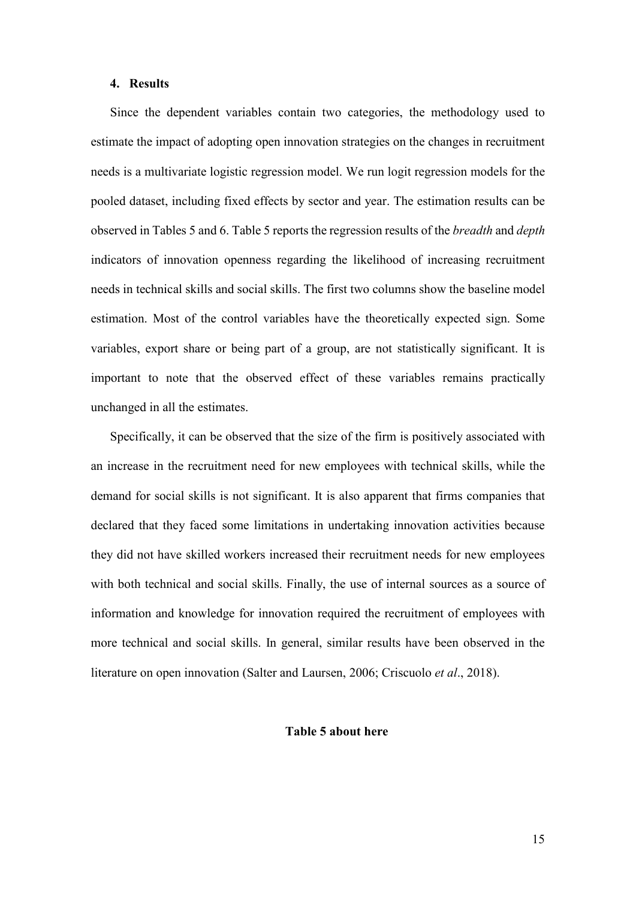## 4. Results

Since the dependent variables contain two categories, the methodology used to estimate the impact of adopting open innovation strategies on the changes in recruitment needs is a multivariate logistic regression model. We run logit regression models for the pooled dataset, including fixed effects by sector and year. The estimation results can be observed in Tables 5 and 6. Table 5 reports the regression results of the *breadth* and *depth* indicators of innovation openness regarding the likelihood of increasing recruitment needs in technical skills and social skills. The first two columns show the baseline model estimation. Most of the control variables have the theoretically expected sign. Some variables, export share or being part of a group, are not statistically significant. It is important to note that the observed effect of these variables remains practically unchanged in all the estimates.

Specifically, it can be observed that the size of the firm is positively associated with an increase in the recruitment need for new employees with technical skills, while the demand for social skills is not significant. It is also apparent that firms companies that declared that they faced some limitations in undertaking innovation activities because they did not have skilled workers increased their recruitment needs for new employees with both technical and social skills. Finally, the use of internal sources as a source of information and knowledge for innovation required the recruitment of employees with more technical and social skills. In general, similar results have been observed in the literature on open innovation (Salter and Laursen, 2006; Criscuolo *et al*., 2018).

**Table 5 about here**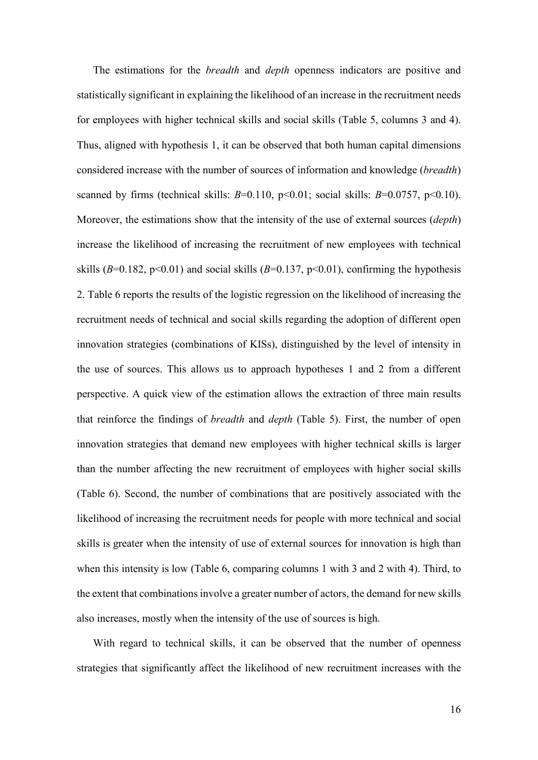The estimations for the *breadth* and *depth* openness indicators are positive and statistically significant in explaining the likelihood of an increase in the recruitment needs for employees with higher technical skills and social skills (Table 5, columns 3 and 4). Thus, aligned with hypothesis 1, it can be observed that both human capital dimensions considered increase with the number of sources of information and knowledge (*breadth*) scanned by firms (technical skills: $B$=0.110, $p<0.01$; social skills: $B$=0.0757, $p<0.10$). Moreover, the estimations show that the intensity of the use of external sources (*depth*) increase the likelihood of increasing the recruitment of new employees with technical skills ($B$=0.182, $p<0.01$) and social skills ($B$=0.137, $p<0.01$), confirming the hypothesis 2. Table 6 reports the results of the logistic regression on the likelihood of increasing the recruitment needs of technical and social skills regarding the adoption of different open innovation strategies (combinations of KISs), distinguished by the level of intensity in the use of sources. This allows us to approach hypotheses 1 and 2 from a different perspective. A quick view of the estimation allows the extraction of three main results that reinforce the findings of *breadth* and *depth* (Table 5). First, the number of open innovation strategies that demand new employees with higher technical skills is larger than the number affecting the new recruitment of employees with higher social skills (Table 6). Second, the number of combinations that are positively associated with the likelihood of increasing the recruitment needs for people with more technical and social skills is greater when the intensity of use of external sources for innovation is high than when this intensity is low (Table 6, comparing columns 1 with 3 and 2 with 4). Third, to the extent that combinations involve a greater number of actors, the demand for new skills also increases, mostly when the intensity of the use of sources is high.

With regard to technical skills, it can be observed that the number of openness strategies that significantly affect the likelihood of new recruitment increases with the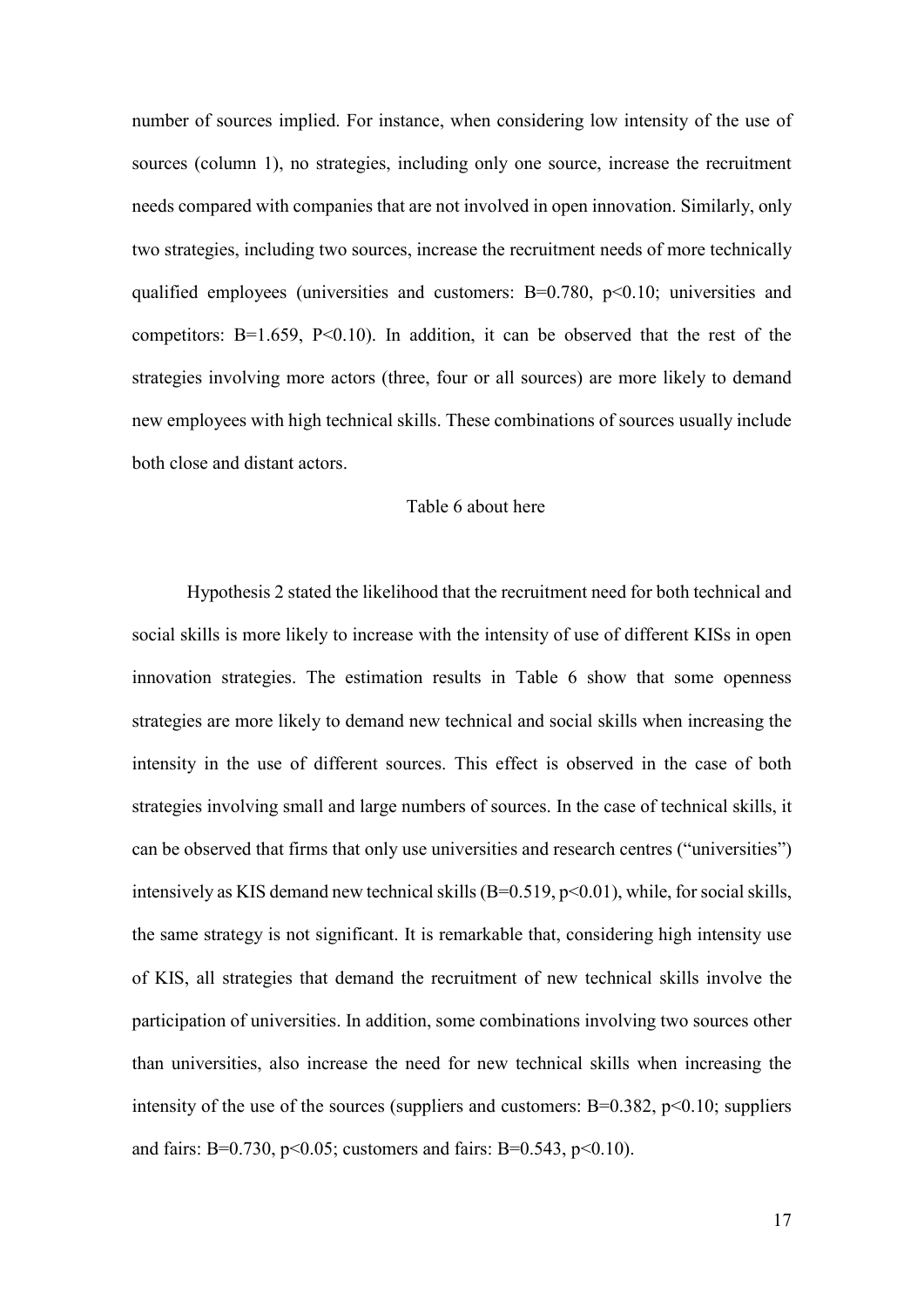number of sources implied. For instance, when considering low intensity of the use of sources (column 1), no strategies, including only one source, increase the recruitment needs compared with companies that are not involved in open innovation. Similarly, only two strategies, including two sources, increase the recruitment needs of more technically qualified employees (universities and customers: B=0.780, $p<0.10$; universities and competitors: B=1.659, $P<0.10$). In addition, it can be observed that the rest of the strategies involving more actors (three, four or all sources) are more likely to demand new employees with high technical skills. These combinations of sources usually include both close and distant actors.

Table 6 about here

Hypothesis 2 stated the likelihood that the recruitment need for both technical and social skills is more likely to increase with the intensity of use of different KISs in open innovation strategies. The estimation results in Table 6 show that some openness strategies are more likely to demand new technical and social skills when increasing the intensity in the use of different sources. This effect is observed in the case of both strategies involving small and large numbers of sources. In the case of technical skills, it can be observed that firms that only use universities and research centres ("universities") intensively as KIS demand new technical skills (B=0.519, $p<0.01$), while, for social skills, the same strategy is not significant. It is remarkable that, considering high intensity use of KIS, all strategies that demand the recruitment of new technical skills involve the participation of universities. In addition, some combinations involving two sources other than universities, also increase the need for new technical skills when increasing the intensity of the use of the sources (suppliers and customers: B=0.382, $p<0.10$; suppliers and fairs: B=0.730, $p<0.05$; customers and fairs: B=0.543, $p<0.10$).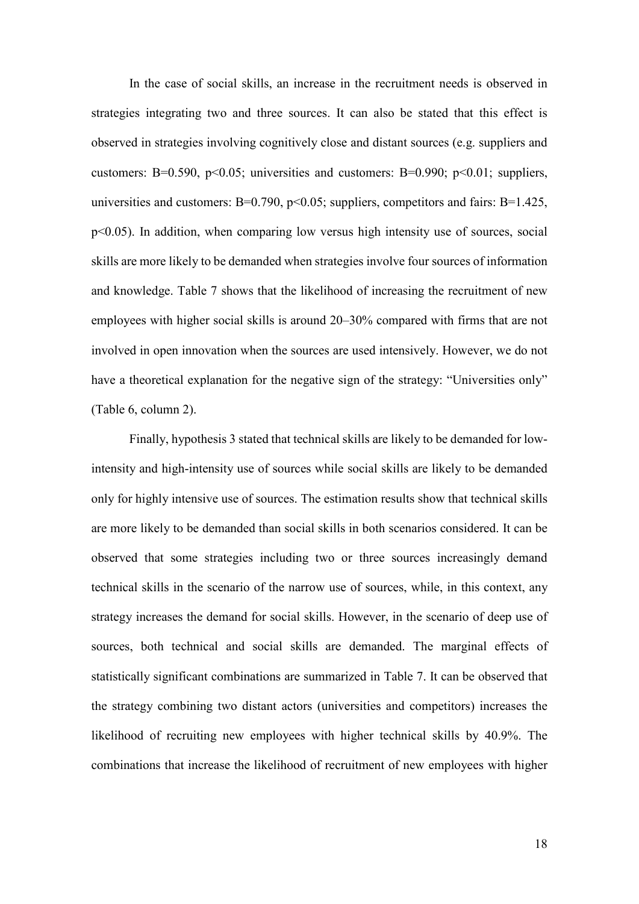In the case of social skills, an increase in the recruitment needs is observed in strategies integrating two and three sources. It can also be stated that this effect is observed in strategies involving cognitively close and distant sources (e.g. suppliers and customers: $B=0.590$, $p<0.05$; universities and customers: $B=0.990$; $p<0.01$; suppliers, universities and customers: $B=0.790$, $p<0.05$; suppliers, competitors and fairs: $B=1.425$, $p<0.05$). In addition, when comparing low versus high intensity use of sources, social skills are more likely to be demanded when strategies involve four sources of information and knowledge. Table 7 shows that the likelihood of increasing the recruitment of new employees with higher social skills is around 20–30% compared with firms that are not involved in open innovation when the sources are used intensively. However, we do not have a theoretical explanation for the negative sign of the strategy: "Universities only" (Table 6, column 2).

Finally, hypothesis 3 stated that technical skills are likely to be demanded for low-intensity and high-intensity use of sources while social skills are likely to be demanded only for highly intensive use of sources. The estimation results show that technical skills are more likely to be demanded than social skills in both scenarios considered. It can be observed that some strategies including two or three sources increasingly demand technical skills in the scenario of the narrow use of sources, while, in this context, any strategy increases the demand for social skills. However, in the scenario of deep use of sources, both technical and social skills are demanded. The marginal effects of statistically significant combinations are summarized in Table 7. It can be observed that the strategy combining two distant actors (universities and competitors) increases the likelihood of recruiting new employees with higher technical skills by 40.9%. The combinations that increase the likelihood of recruitment of new employees with higher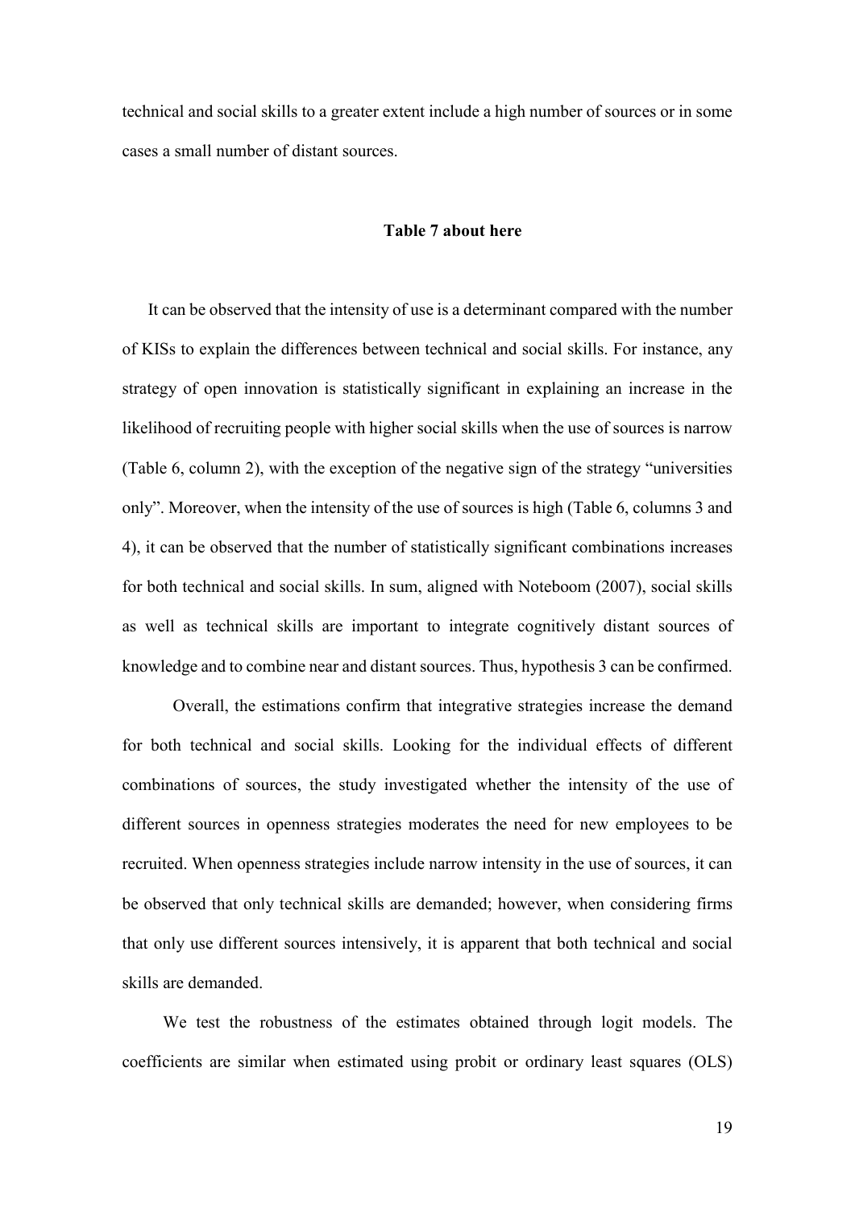technical and social skills to a greater extent include a high number of sources or in some cases a small number of distant sources.

**Table 7 about here**

It can be observed that the intensity of use is a determinant compared with the number of KISs to explain the differences between technical and social skills. For instance, any strategy of open innovation is statistically significant in explaining an increase in the likelihood of recruiting people with higher social skills when the use of sources is narrow (Table 6, column 2), with the exception of the negative sign of the strategy "universities only". Moreover, when the intensity of the use of sources is high (Table 6, columns 3 and 4), it can be observed that the number of statistically significant combinations increases for both technical and social skills. In sum, aligned with Noteboom (2007), social skills as well as technical skills are important to integrate cognitively distant sources of knowledge and to combine near and distant sources. Thus, hypothesis 3 can be confirmed.

Overall, the estimations confirm that integrative strategies increase the demand for both technical and social skills. Looking for the individual effects of different combinations of sources, the study investigated whether the intensity of the use of different sources in openness strategies moderates the need for new employees to be recruited. When openness strategies include narrow intensity in the use of sources, it can be observed that only technical skills are demanded; however, when considering firms that only use different sources intensively, it is apparent that both technical and social skills are demanded.

We test the robustness of the estimates obtained through logit models. The coefficients are similar when estimated using probit or ordinary least squares (OLS)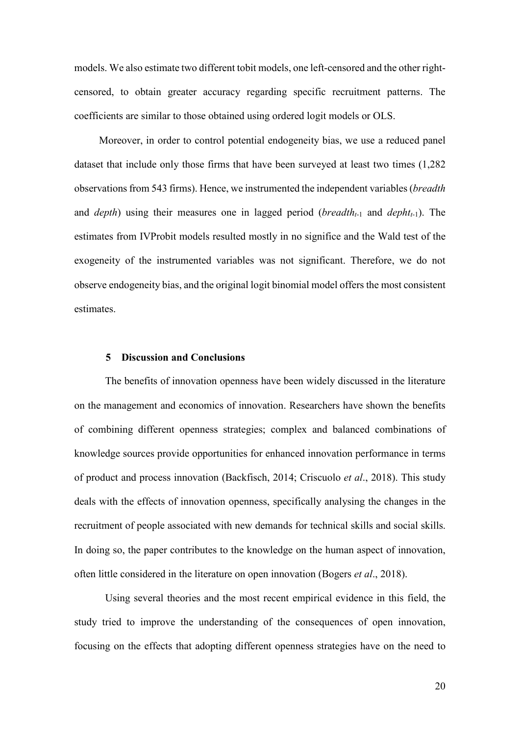models. We also estimate two different tobit models, one left-censored and the other right-censored, to obtain greater accuracy regarding specific recruitment patterns. The coefficients are similar to those obtained using ordered logit models or OLS.

Moreover, in order to control potential endogeneity bias, we use a reduced panel dataset that include only those firms that have been surveyed at least two times (1,282 observations from 543 firms). Hence, we instrumented the independent variables (*breadth* and *depth*) using their measures one in lagged period ($breadth_{t\text{-}1}$ and $depht_{t\text{-}1}$). The estimates from IVProbit models resulted mostly in no significe and the Wald test of the exogeneity of the instrumented variables was not significant. Therefore, we do not observe endogeneity bias, and the original logit binomial model offers the most consistent estimates.

## 5 Discussion and Conclusions

The benefits of innovation openness have been widely discussed in the literature on the management and economics of innovation. Researchers have shown the benefits of combining different openness strategies; complex and balanced combinations of knowledge sources provide opportunities for enhanced innovation performance in terms of product and process innovation (Backfisch, 2014; Criscuolo *et al*., 2018). This study deals with the effects of innovation openness, specifically analysing the changes in the recruitment of people associated with new demands for technical skills and social skills. In doing so, the paper contributes to the knowledge on the human aspect of innovation, often little considered in the literature on open innovation (Bogers *et al*., 2018).

Using several theories and the most recent empirical evidence in this field, the study tried to improve the understanding of the consequences of open innovation, focusing on the effects that adopting different openness strategies have on the need to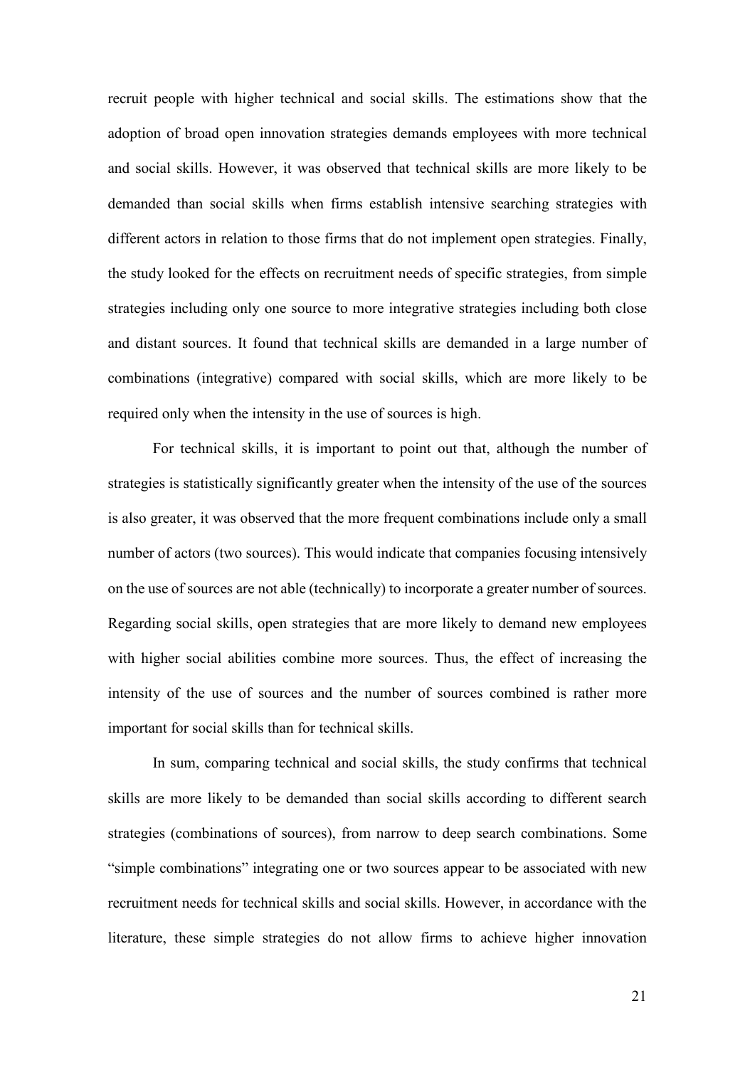recruit people with higher technical and social skills. The estimations show that the adoption of broad open innovation strategies demands employees with more technical and social skills. However, it was observed that technical skills are more likely to be demanded than social skills when firms establish intensive searching strategies with different actors in relation to those firms that do not implement open strategies. Finally, the study looked for the effects on recruitment needs of specific strategies, from simple strategies including only one source to more integrative strategies including both close and distant sources. It found that technical skills are demanded in a large number of combinations (integrative) compared with social skills, which are more likely to be required only when the intensity in the use of sources is high.

For technical skills, it is important to point out that, although the number of strategies is statistically significantly greater when the intensity of the use of the sources is also greater, it was observed that the more frequent combinations include only a small number of actors (two sources). This would indicate that companies focusing intensively on the use of sources are not able (technically) to incorporate a greater number of sources. Regarding social skills, open strategies that are more likely to demand new employees with higher social abilities combine more sources. Thus, the effect of increasing the intensity of the use of sources and the number of sources combined is rather more important for social skills than for technical skills.

In sum, comparing technical and social skills, the study confirms that technical skills are more likely to be demanded than social skills according to different search strategies (combinations of sources), from narrow to deep search combinations. Some "simple combinations" integrating one or two sources appear to be associated with new recruitment needs for technical skills and social skills. However, in accordance with the literature, these simple strategies do not allow firms to achieve higher innovation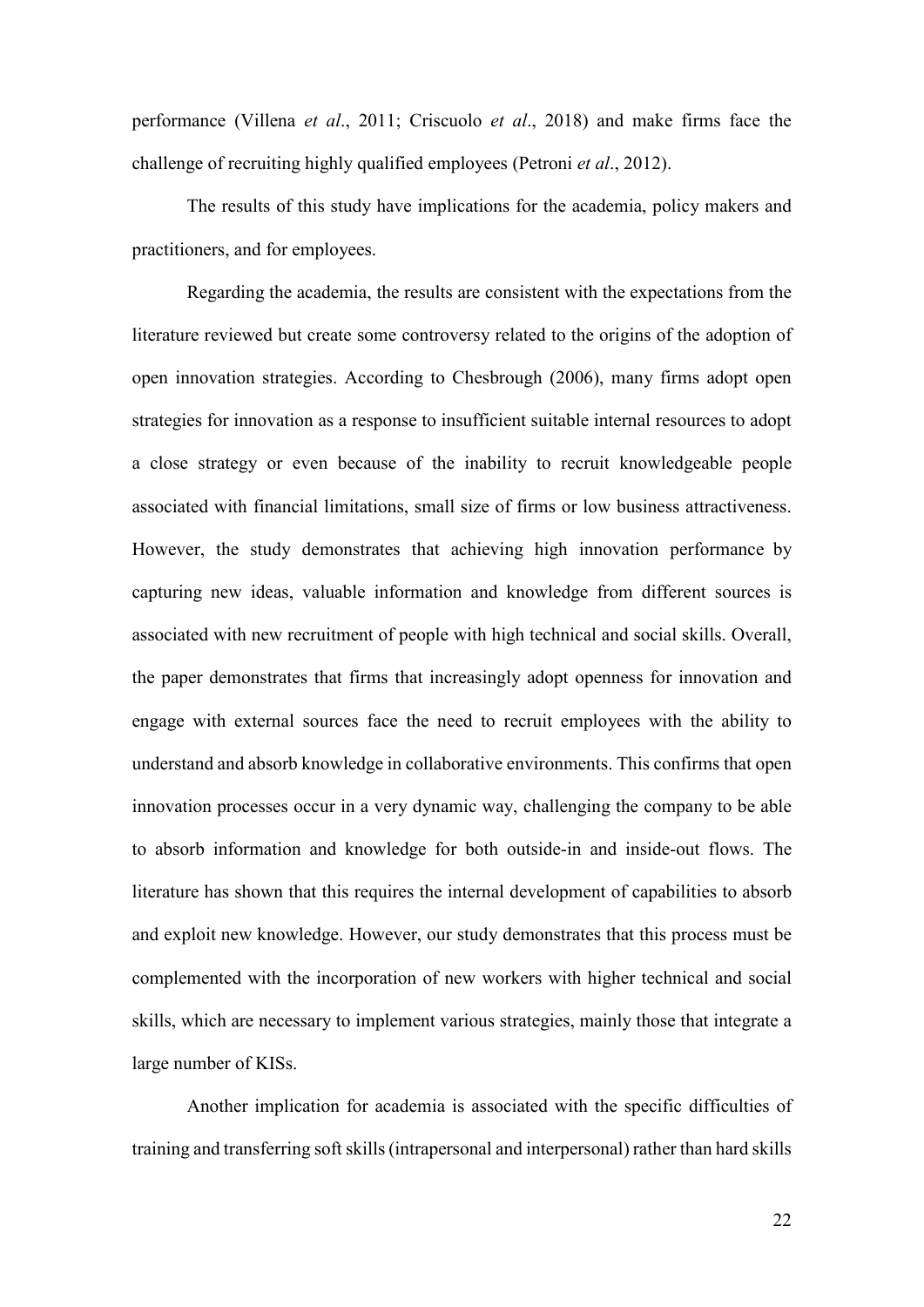performance (Villena *et al*., 2011; Criscuolo *et al*., 2018) and make firms face the challenge of recruiting highly qualified employees (Petroni *et al*., 2012).

The results of this study have implications for the academia, policy makers and practitioners, and for employees.

Regarding the academia, the results are consistent with the expectations from the literature reviewed but create some controversy related to the origins of the adoption of open innovation strategies. According to Chesbrough (2006), many firms adopt open strategies for innovation as a response to insufficient suitable internal resources to adopt a close strategy or even because of the inability to recruit knowledgeable people associated with financial limitations, small size of firms or low business attractiveness. However, the study demonstrates that achieving high innovation performance by capturing new ideas, valuable information and knowledge from different sources is associated with new recruitment of people with high technical and social skills. Overall, the paper demonstrates that firms that increasingly adopt openness for innovation and engage with external sources face the need to recruit employees with the ability to understand and absorb knowledge in collaborative environments. This confirms that open innovation processes occur in a very dynamic way, challenging the company to be able to absorb information and knowledge for both outside-in and inside-out flows. The literature has shown that this requires the internal development of capabilities to absorb and exploit new knowledge. However, our study demonstrates that this process must be complemented with the incorporation of new workers with higher technical and social skills, which are necessary to implement various strategies, mainly those that integrate a large number of KISs.

Another implication for academia is associated with the specific difficulties of training and transferring soft skills (intrapersonal and interpersonal) rather than hard skills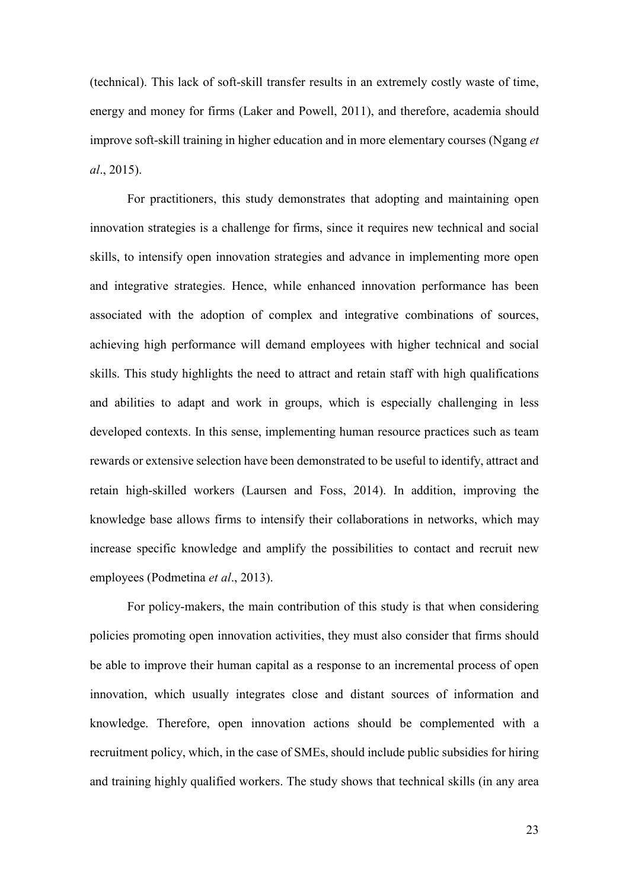(technical). This lack of soft-skill transfer results in an extremely costly waste of time, energy and money for firms (Laker and Powell, 2011), and therefore, academia should improve soft-skill training in higher education and in more elementary courses (Ngang *et al*., 2015).

For practitioners, this study demonstrates that adopting and maintaining open innovation strategies is a challenge for firms, since it requires new technical and social skills, to intensify open innovation strategies and advance in implementing more open and integrative strategies. Hence, while enhanced innovation performance has been associated with the adoption of complex and integrative combinations of sources, achieving high performance will demand employees with higher technical and social skills. This study highlights the need to attract and retain staff with high qualifications and abilities to adapt and work in groups, which is especially challenging in less developed contexts. In this sense, implementing human resource practices such as team rewards or extensive selection have been demonstrated to be useful to identify, attract and retain high-skilled workers (Laursen and Foss, 2014). In addition, improving the knowledge base allows firms to intensify their collaborations in networks, which may increase specific knowledge and amplify the possibilities to contact and recruit new employees (Podmetina *et al*., 2013).

For policy-makers, the main contribution of this study is that when considering policies promoting open innovation activities, they must also consider that firms should be able to improve their human capital as a response to an incremental process of open innovation, which usually integrates close and distant sources of information and knowledge. Therefore, open innovation actions should be complemented with a recruitment policy, which, in the case of SMEs, should include public subsidies for hiring and training highly qualified workers. The study shows that technical skills (in any area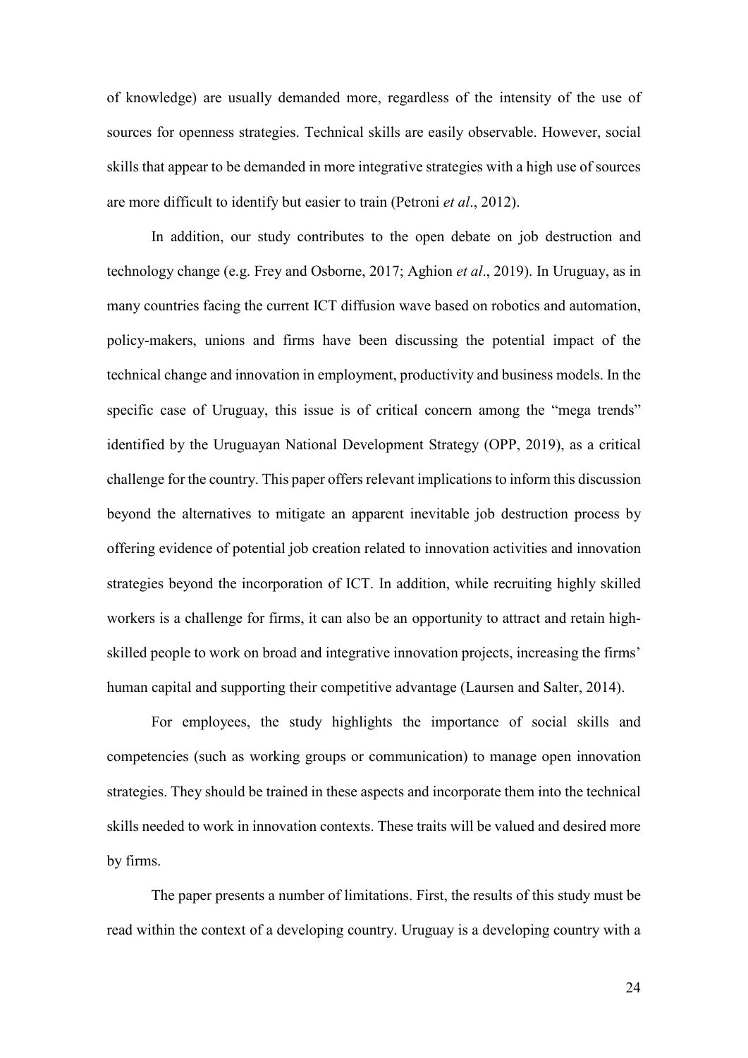of knowledge) are usually demanded more, regardless of the intensity of the use of sources for openness strategies. Technical skills are easily observable. However, social skills that appear to be demanded in more integrative strategies with a high use of sources are more difficult to identify but easier to train (Petroni *et al*., 2012).

In addition, our study contributes to the open debate on job destruction and technology change (e.g. Frey and Osborne, 2017; Aghion *et al*., 2019). In Uruguay, as in many countries facing the current ICT diffusion wave based on robotics and automation, policy-makers, unions and firms have been discussing the potential impact of the technical change and innovation in employment, productivity and business models. In the specific case of Uruguay, this issue is of critical concern among the "mega trends" identified by the Uruguayan National Development Strategy (OPP, 2019), as a critical challenge for the country. This paper offers relevant implications to inform this discussion beyond the alternatives to mitigate an apparent inevitable job destruction process by offering evidence of potential job creation related to innovation activities and innovation strategies beyond the incorporation of ICT. In addition, while recruiting highly skilled workers is a challenge for firms, it can also be an opportunity to attract and retain high-skilled people to work on broad and integrative innovation projects, increasing the firms' human capital and supporting their competitive advantage (Laursen and Salter, 2014).

For employees, the study highlights the importance of social skills and competencies (such as working groups or communication) to manage open innovation strategies. They should be trained in these aspects and incorporate them into the technical skills needed to work in innovation contexts. These traits will be valued and desired more by firms.

The paper presents a number of limitations. First, the results of this study must be read within the context of a developing country. Uruguay is a developing country with a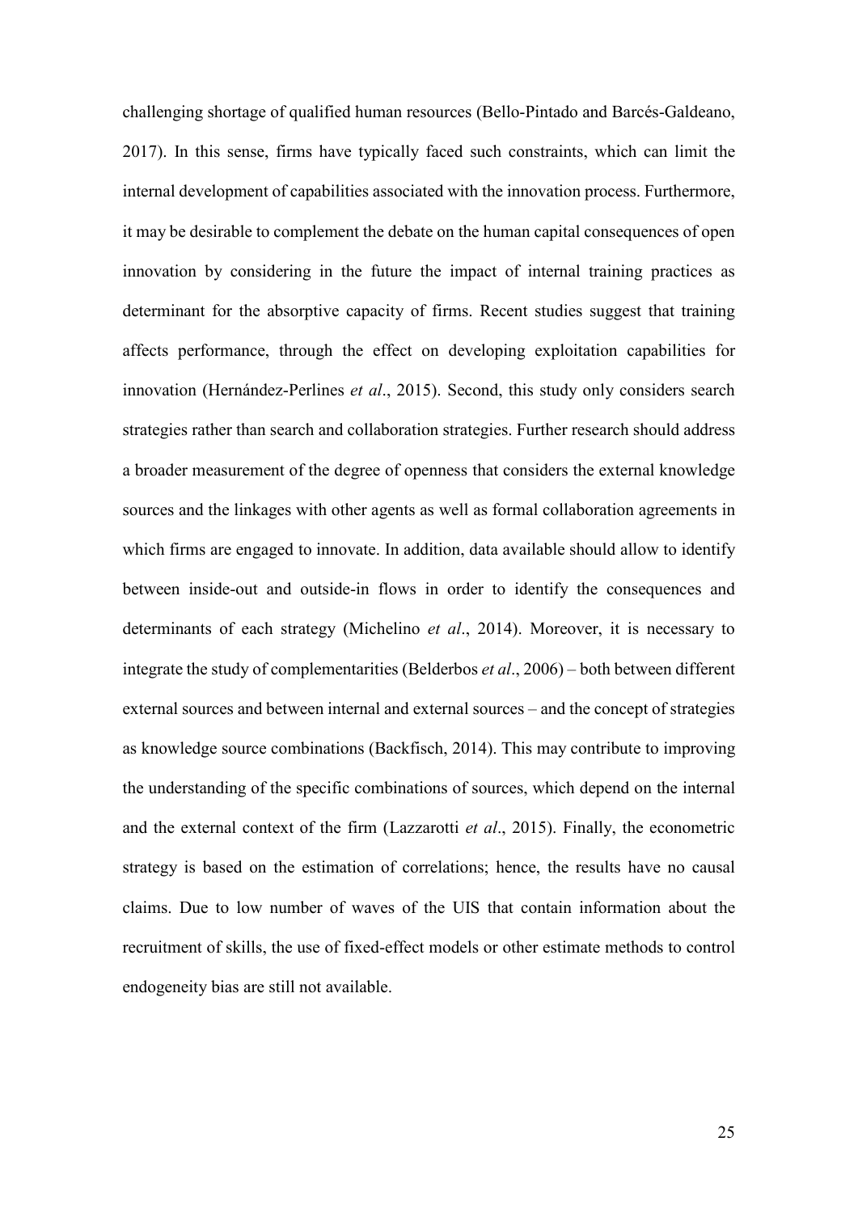challenging shortage of qualified human resources (Bello-Pintado and Barcés-Galdeano, 2017). In this sense, firms have typically faced such constraints, which can limit the internal development of capabilities associated with the innovation process. Furthermore, it may be desirable to complement the debate on the human capital consequences of open innovation by considering in the future the impact of internal training practices as determinant for the absorptive capacity of firms. Recent studies suggest that training affects performance, through the effect on developing exploitation capabilities for innovation (Hernández-Perlines *et al*., 2015). Second, this study only considers search strategies rather than search and collaboration strategies. Further research should address a broader measurement of the degree of openness that considers the external knowledge sources and the linkages with other agents as well as formal collaboration agreements in which firms are engaged to innovate. In addition, data available should allow to identify between inside-out and outside-in flows in order to identify the consequences and determinants of each strategy (Michelino *et al*., 2014). Moreover, it is necessary to integrate the study of complementarities (Belderbos *et al*., 2006) – both between different external sources and between internal and external sources – and the concept of strategies as knowledge source combinations (Backfisch, 2014). This may contribute to improving the understanding of the specific combinations of sources, which depend on the internal and the external context of the firm (Lazzarotti *et al*., 2015). Finally, the econometric strategy is based on the estimation of correlations; hence, the results have no causal claims. Due to low number of waves of the UIS that contain information about the recruitment of skills, the use of fixed-effect models or other estimate methods to control endogeneity bias are still not available.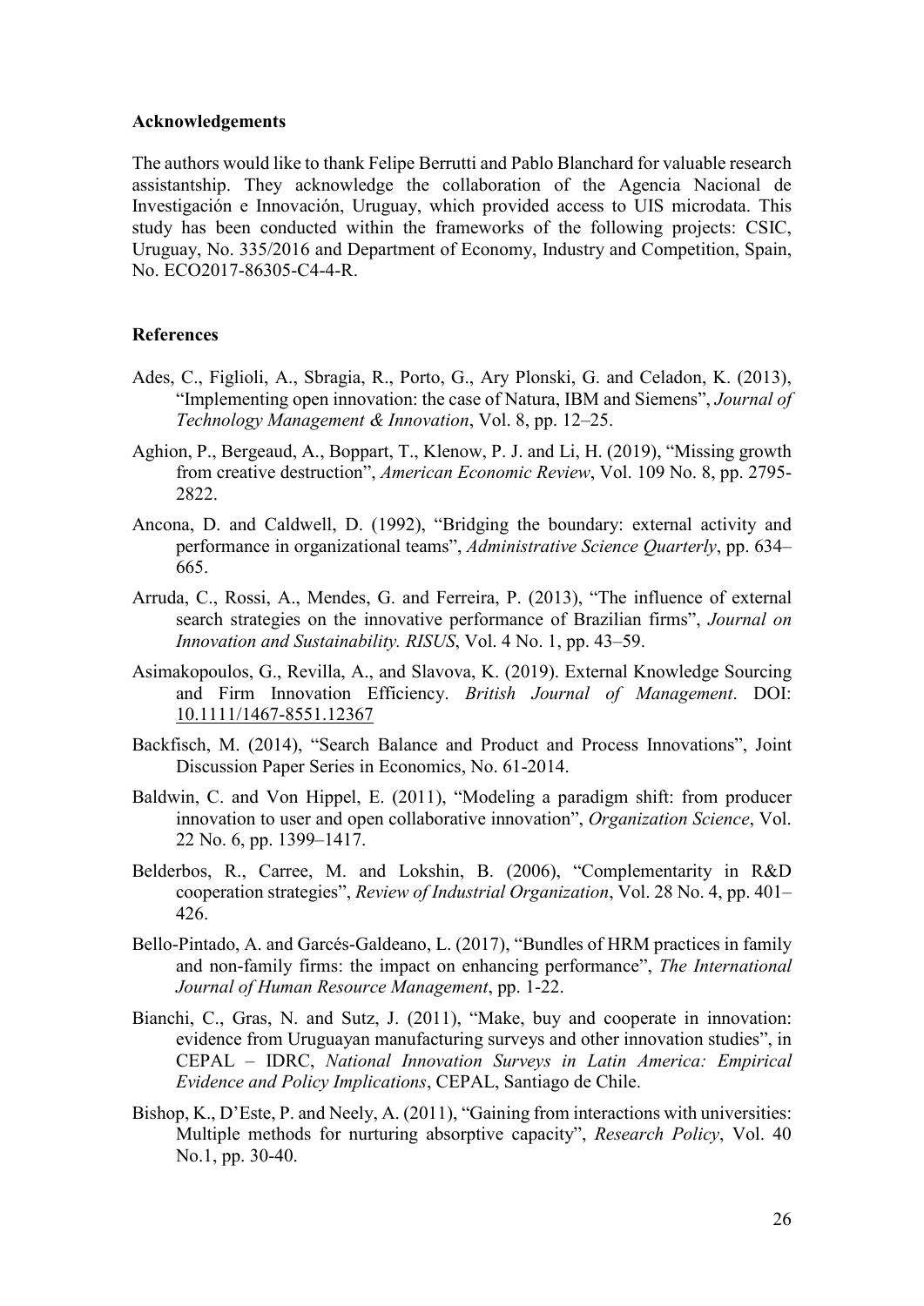### Acknowledgements

The authors would like to thank Felipe Berrutti and Pablo Blanchard for valuable research assistantship. They acknowledge the collaboration of the Agencia Nacional de Investigación e Innovación, Uruguay, which provided access to UIS microdata. This study has been conducted within the frameworks of the following projects: CSIC, Uruguay, No. 335/2016 and Department of Economy, Industry and Competition, Spain, No. ECO2017-86305-C4-4-R.

### References

Ades, C., Figlioli, A., Sbragia, R., Porto, G., Ary Plonski, G. and Celadon, K. (2013), "Implementing open innovation: the case of Natura, IBM and Siemens", *Journal of Technology Management & Innovation*, Vol. 8, pp. 12–25.

Aghion, P., Bergeaud, A., Boppart, T., Klenow, P. J. and Li, H. (2019), "Missing growth from creative destruction", *American Economic Review*, Vol. 109 No. 8, pp. 2795-2822.

Ancona, D. and Caldwell, D. (1992), "Bridging the boundary: external activity and performance in organizational teams", *Administrative Science Quarterly*, pp. 634–665.

Arruda, C., Rossi, A., Mendes, G. and Ferreira, P. (2013), "The influence of external search strategies on the innovative performance of Brazilian firms", *Journal on Innovation and Sustainability. RISUS*, Vol. 4 No. 1, pp. 43–59.

Asimakopoulos, G., Revilla, A., and Slavova, K. (2019). External Knowledge Sourcing and Firm Innovation Efficiency. *British Journal of Management*. DOI: 10.1111/1467-8551.12367

Backfisch, M. (2014), "Search Balance and Product and Process Innovations", Joint Discussion Paper Series in Economics, No. 61-2014.

Baldwin, C. and Von Hippel, E. (2011), "Modeling a paradigm shift: from producer innovation to user and open collaborative innovation", *Organization Science*, Vol. 22 No. 6, pp. 1399–1417.

Belderbos, R., Carree, M. and Lokshin, B. (2006), "Complementarity in R&D cooperation strategies", *Review of Industrial Organization*, Vol. 28 No. 4, pp. 401–426.

Bello-Pintado, A. and Garcés-Galdeano, L. (2017), "Bundles of HRM practices in family and non-family firms: the impact on enhancing performance", *The International Journal of Human Resource Management*, pp. 1-22.

Bianchi, C., Gras, N. and Sutz, J. (2011), "Make, buy and cooperate in innovation: evidence from Uruguayan manufacturing surveys and other innovation studies", in CEPAL – IDRC, *National Innovation Surveys in Latin America: Empirical Evidence and Policy Implications*, CEPAL, Santiago de Chile.

Bishop, K., D'Este, P. and Neely, A. (2011), "Gaining from interactions with universities: Multiple methods for nurturing absorptive capacity", *Research Policy*, Vol. 40 No.1, pp. 30-40.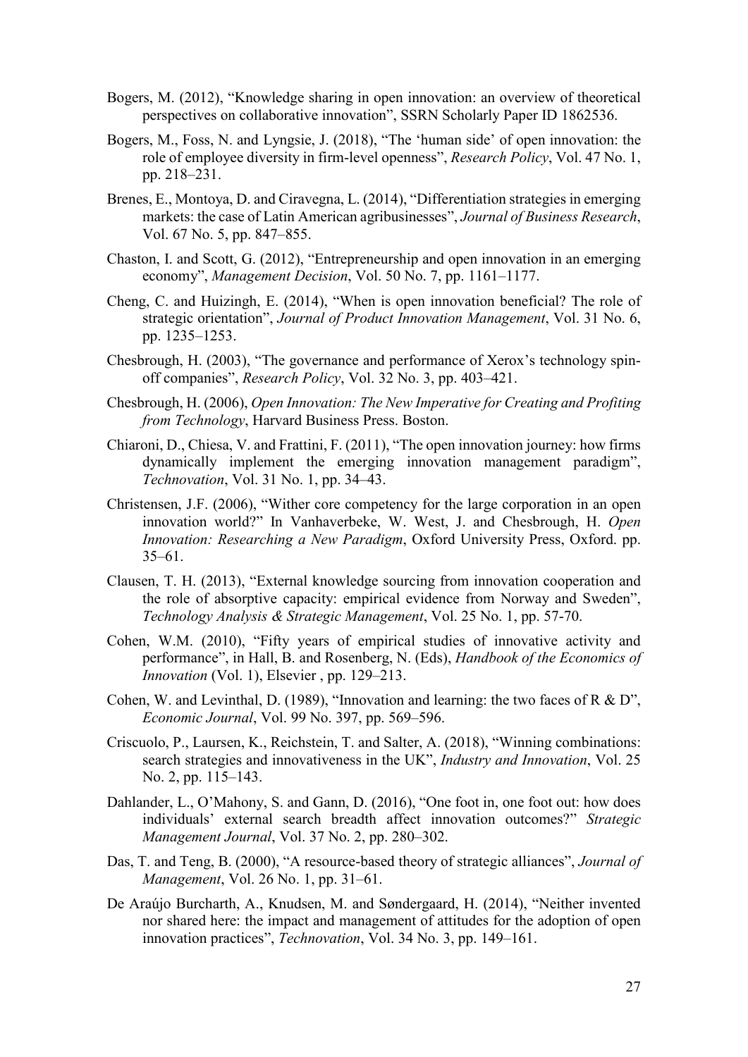Bogers, M. (2012), "Knowledge sharing in open innovation: an overview of theoretical perspectives on collaborative innovation", SSRN Scholarly Paper ID 1862536.

Bogers, M., Foss, N. and Lyngsie, J. (2018), "The 'human side' of open innovation: the role of employee diversity in firm-level openness", *Research Policy*, Vol. 47 No. 1, pp. 218–231.

Brenes, E., Montoya, D. and Ciravegna, L. (2014), "Differentiation strategies in emerging markets: the case of Latin American agribusinesses", *Journal of Business Research*, Vol. 67 No. 5, pp. 847–855.

Chaston, I. and Scott, G. (2012), "Entrepreneurship and open innovation in an emerging economy", *Management Decision*, Vol. 50 No. 7, pp. 1161–1177.

Cheng, C. and Huizingh, E. (2014), "When is open innovation beneficial? The role of strategic orientation", *Journal of Product Innovation Management*, Vol. 31 No. 6, pp. 1235–1253.

Chesbrough, H. (2003), "The governance and performance of Xerox's technology spin-off companies", *Research Policy*, Vol. 32 No. 3, pp. 403–421.

Chesbrough, H. (2006), *Open Innovation: The New Imperative for Creating and Profiting from Technology*, Harvard Business Press. Boston.

Chiaroni, D., Chiesa, V. and Frattini, F. (2011), "The open innovation journey: how firms dynamically implement the emerging innovation management paradigm", *Technovation*, Vol. 31 No. 1, pp. 34–43.

Christensen, J.F. (2006), "Wither core competency for the large corporation in an open innovation world?" In Vanhaverbeke, W. West, J. and Chesbrough, H. *Open Innovation: Researching a New Paradigm*, Oxford University Press, Oxford. pp. 35–61.

Clausen, T. H. (2013), "External knowledge sourcing from innovation cooperation and the role of absorptive capacity: empirical evidence from Norway and Sweden", *Technology Analysis & Strategic Management*, Vol. 25 No. 1, pp. 57-70.

Cohen, W.M. (2010), "Fifty years of empirical studies of innovative activity and performance", in Hall, B. and Rosenberg, N. (Eds), *Handbook of the Economics of Innovation* (Vol. 1), Elsevier , pp. 129–213.

Cohen, W. and Levinthal, D. (1989), "Innovation and learning: the two faces of R & D", *Economic Journal*, Vol. 99 No. 397, pp. 569–596.

Criscuolo, P., Laursen, K., Reichstein, T. and Salter, A. (2018), "Winning combinations: search strategies and innovativeness in the UK", *Industry and Innovation*, Vol. 25 No. 2, pp. 115–143.

Dahlander, L., O'Mahony, S. and Gann, D. (2016), "One foot in, one foot out: how does individuals' external search breadth affect innovation outcomes?" *Strategic Management Journal*, Vol. 37 No. 2, pp. 280–302.

Das, T. and Teng, B. (2000), "A resource-based theory of strategic alliances", *Journal of Management*, Vol. 26 No. 1, pp. 31–61.

De Araújo Burcharth, A., Knudsen, M. and Søndergaard, H. (2014), "Neither invented nor shared here: the impact and management of attitudes for the adoption of open innovation practices", *Technovation*, Vol. 34 No. 3, pp. 149–161.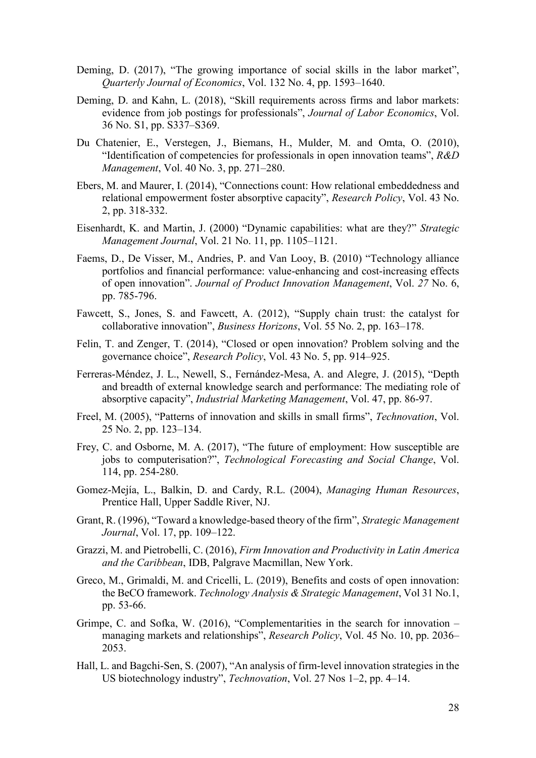Deming, D. (2017), "The growing importance of social skills in the labor market", *Quarterly Journal of Economics*, Vol. 132 No. 4, pp. 1593–1640.

Deming, D. and Kahn, L. (2018), "Skill requirements across firms and labor markets: evidence from job postings for professionals", *Journal of Labor Economics*, Vol. 36 No. S1, pp. S337–S369.

Du Chatenier, E., Verstegen, J., Biemans, H., Mulder, M. and Omta, O. (2010), "Identification of competencies for professionals in open innovation teams", *R&D Management*, Vol. 40 No. 3, pp. 271–280.

Ebers, M. and Maurer, I. (2014), "Connections count: How relational embeddedness and relational empowerment foster absorptive capacity", *Research Policy*, Vol. 43 No. 2, pp. 318-332.

Eisenhardt, K. and Martin, J. (2000) "Dynamic capabilities: what are they?" *Strategic Management Journal*, Vol. 21 No. 11, pp. 1105–1121.

Faems, D., De Visser, M., Andries, P. and Van Looy, B. (2010) "Technology alliance portfolios and financial performance: value-enhancing and cost-increasing effects of open innovation". *Journal of Product Innovation Management*, Vol. *27* No. 6, pp. 785-796.

Fawcett, S., Jones, S. and Fawcett, A. (2012), "Supply chain trust: the catalyst for collaborative innovation", *Business Horizons*, Vol. 55 No. 2, pp. 163–178.

Felin, T. and Zenger, T. (2014), "Closed or open innovation? Problem solving and the governance choice", *Research Policy*, Vol. 43 No. 5, pp. 914–925.

Ferreras-Méndez, J. L., Newell, S., Fernández-Mesa, A. and Alegre, J. (2015), "Depth and breadth of external knowledge search and performance: The mediating role of absorptive capacity", *Industrial Marketing Management*, Vol. 47, pp. 86-97.

Freel, M. (2005), "Patterns of innovation and skills in small firms", *Technovation*, Vol. 25 No. 2, pp. 123–134.

Frey, C. and Osborne, M. A. (2017), "The future of employment: How susceptible are jobs to computerisation?", *Technological Forecasting and Social Change*, Vol. 114, pp. 254-280.

Gomez-Mejía, L., Balkin, D. and Cardy, R.L. (2004), *Managing Human Resources*, Prentice Hall, Upper Saddle River, NJ.

Grant, R. (1996), "Toward a knowledge-based theory of the firm", *Strategic Management Journal*, Vol. 17, pp. 109–122.

Grazzi, M. and Pietrobelli, C. (2016), *Firm Innovation and Productivity in Latin America and the Caribbean*, IDB, Palgrave Macmillan, New York.

Greco, M., Grimaldi, M. and Cricelli, L. (2019), Benefits and costs of open innovation: the BeCO framework. *Technology Analysis & Strategic Management*, Vol 31 No.1, pp. 53-66.

Grimpe, C. and Sofka, W. (2016), "Complementarities in the search for innovation – managing markets and relationships", *Research Policy*, Vol. 45 No. 10, pp. 2036–2053.

Hall, L. and Bagchi-Sen, S. (2007), "An analysis of firm-level innovation strategies in the US biotechnology industry", *Technovation*, Vol. 27 Nos 1–2, pp. 4–14.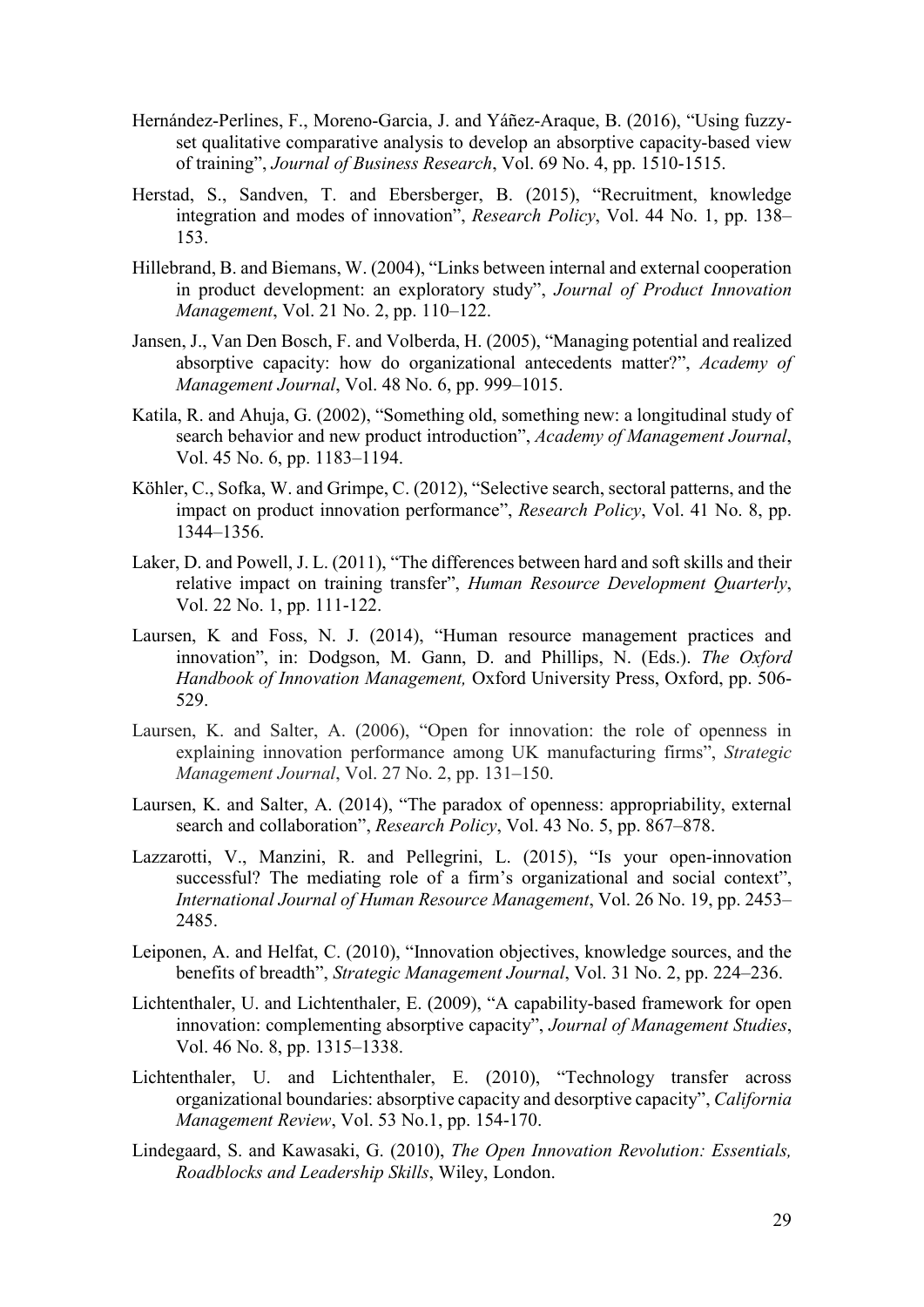Hernández-Perlines, F., Moreno-Garcia, J. and Yáñez-Araque, B. (2016), "Using fuzzy-set qualitative comparative analysis to develop an absorptive capacity-based view of training", *Journal of Business Research*, Vol. 69 No. 4, pp. 1510-1515.

Herstad, S., Sandven, T. and Ebersberger, B. (2015), "Recruitment, knowledge integration and modes of innovation", *Research Policy*, Vol. 44 No. 1, pp. 138–153.

Hillebrand, B. and Biemans, W. (2004), "Links between internal and external cooperation in product development: an exploratory study", *Journal of Product Innovation Management*, Vol. 21 No. 2, pp. 110–122.

Jansen, J., Van Den Bosch, F. and Volberda, H. (2005), "Managing potential and realized absorptive capacity: how do organizational antecedents matter?", *Academy of Management Journal*, Vol. 48 No. 6, pp. 999–1015.

Katila, R. and Ahuja, G. (2002), "Something old, something new: a longitudinal study of search behavior and new product introduction", *Academy of Management Journal*, Vol. 45 No. 6, pp. 1183–1194.

Köhler, C., Sofka, W. and Grimpe, C. (2012), "Selective search, sectoral patterns, and the impact on product innovation performance", *Research Policy*, Vol. 41 No. 8, pp. 1344–1356.

Laker, D. and Powell, J. L. (2011), "The differences between hard and soft skills and their relative impact on training transfer", *Human Resource Development Quarterly*, Vol. 22 No. 1, pp. 111-122.

Laursen, K and Foss, N. J. (2014), "Human resource management practices and innovation", in: Dodgson, M. Gann, D. and Phillips, N. (Eds.). *The Oxford Handbook of Innovation Management,* Oxford University Press, Oxford, pp. 506-529.

Laursen, K. and Salter, A. (2006), "Open for innovation: the role of openness in explaining innovation performance among UK manufacturing firms", *Strategic Management Journal*, Vol. 27 No. 2, pp. 131–150.

Laursen, K. and Salter, A. (2014), "The paradox of openness: appropriability, external search and collaboration", *Research Policy*, Vol. 43 No. 5, pp. 867–878.

Lazzarotti, V., Manzini, R. and Pellegrini, L. (2015), "Is your open-innovation successful? The mediating role of a firm's organizational and social context", *International Journal of Human Resource Management*, Vol. 26 No. 19, pp. 2453–2485.

Leiponen, A. and Helfat, C. (2010), "Innovation objectives, knowledge sources, and the benefits of breadth", *Strategic Management Journal*, Vol. 31 No. 2, pp. 224–236.

Lichtenthaler, U. and Lichtenthaler, E. (2009), "A capability-based framework for open innovation: complementing absorptive capacity", *Journal of Management Studies*, Vol. 46 No. 8, pp. 1315–1338.

Lichtenthaler, U. and Lichtenthaler, E. (2010), "Technology transfer across organizational boundaries: absorptive capacity and desorptive capacity", *California Management Review*, Vol. 53 No.1, pp. 154-170.

Lindegaard, S. and Kawasaki, G. (2010), *The Open Innovation Revolution: Essentials, Roadblocks and Leadership Skills*, Wiley, London.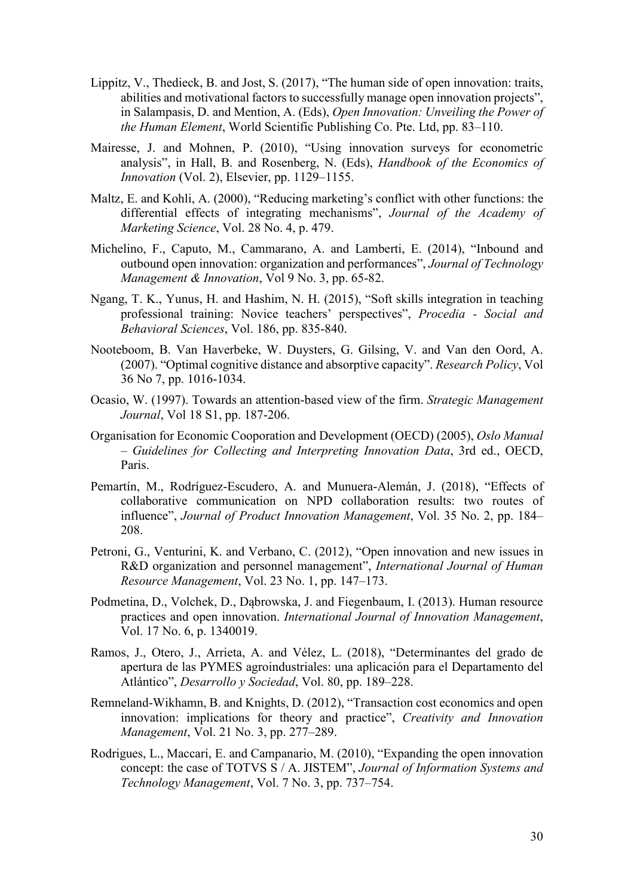Lippitz, V., Thedieck, B. and Jost, S. (2017), "The human side of open innovation: traits, abilities and motivational factors to successfully manage open innovation projects", in Salampasis, D. and Mention, A. (Eds), *Open Innovation: Unveiling the Power of the Human Element*, World Scientific Publishing Co. Pte. Ltd, pp. 83–110.

Mairesse, J. and Mohnen, P. (2010), "Using innovation surveys for econometric analysis", in Hall, B. and Rosenberg, N. (Eds), *Handbook of the Economics of Innovation* (Vol. 2), Elsevier, pp. 1129–1155.

Maltz, E. and Kohli, A. (2000), "Reducing marketing's conflict with other functions: the differential effects of integrating mechanisms", *Journal of the Academy of Marketing Science*, Vol. 28 No. 4, p. 479.

Michelino, F., Caputo, M., Cammarano, A. and Lamberti, E. (2014), "Inbound and outbound open innovation: organization and performances", *Journal of Technology Management & Innovation*, Vol 9 No. 3, pp. 65-82.

Ngang, T. K., Yunus, H. and Hashim, N. H. (2015), "Soft skills integration in teaching professional training: Novice teachers' perspectives", *Procedia - Social and Behavioral Sciences*, Vol. 186, pp. 835-840.

Nooteboom, B. Van Haverbeke, W. Duysters, G. Gilsing, V. and Van den Oord, A. (2007). "Optimal cognitive distance and absorptive capacity". *Research Policy*, Vol 36 No 7, pp. 1016-1034.

Ocasio, W. (1997). Towards an attention-based view of the firm. *Strategic Management Journal*, Vol 18 S1, pp. 187-206.

Organisation for Economic Cooporation and Development (OECD) (2005), *Oslo Manual – Guidelines for Collecting and Interpreting Innovation Data*, 3rd ed., OECD, Paris.

Pemartín, M., Rodríguez-Escudero, A. and Munuera-Alemán, J. (2018), "Effects of collaborative communication on NPD collaboration results: two routes of influence", *Journal of Product Innovation Management*, Vol. 35 No. 2, pp. 184–208.

Petroni, G., Venturini, K. and Verbano, C. (2012), "Open innovation and new issues in R&D organization and personnel management", *International Journal of Human Resource Management*, Vol. 23 No. 1, pp. 147–173.

Podmetina, D., Volchek, D., Dąbrowska, J. and Fiegenbaum, I. (2013). Human resource practices and open innovation. *International Journal of Innovation Management*, Vol. 17 No. 6, p. 1340019.

Ramos, J., Otero, J., Arrieta, A. and Vélez, L. (2018), "Determinantes del grado de apertura de las PYMES agroindustriales: una aplicación para el Departamento del Atlántico", *Desarrollo y Sociedad*, Vol. 80, pp. 189–228.

Remneland-Wikhamn, B. and Knights, D. (2012), "Transaction cost economics and open innovation: implications for theory and practice", *Creativity and Innovation Management*, Vol. 21 No. 3, pp. 277–289.

Rodrigues, L., Maccari, E. and Campanario, M. (2010), "Expanding the open innovation concept: the case of TOTVS S / A. JISTEM", *Journal of Information Systems and Technology Management*, Vol. 7 No. 3, pp. 737–754.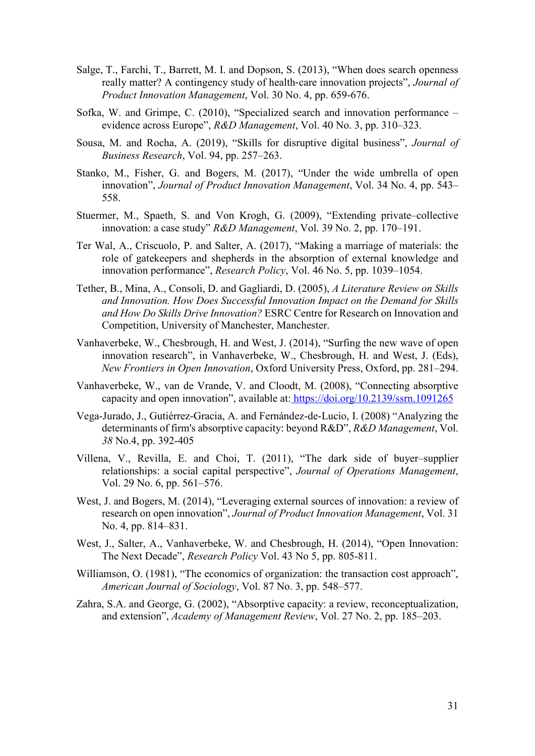Salge, T., Farchi, T., Barrett, M. I. and Dopson, S. (2013), "When does search openness really matter? A contingency study of health-care innovation projects", *Journal of Product Innovation Management*, Vol. 30 No. 4, pp. 659-676.

Sofka, W. and Grimpe, C. (2010), "Specialized search and innovation performance – evidence across Europe", *R&D Management*, Vol. 40 No. 3, pp. 310–323.

Sousa, M. and Rocha, A. (2019), "Skills for disruptive digital business", *Journal of Business Research*, Vol. 94, pp. 257–263.

Stanko, M., Fisher, G. and Bogers, M. (2017), "Under the wide umbrella of open innovation", *Journal of Product Innovation Management*, Vol. 34 No. 4, pp. 543–558.

Stuermer, M., Spaeth, S. and Von Krogh, G. (2009), "Extending private–collective innovation: a case study" *R&D Management*, Vol. 39 No. 2, pp. 170–191.

Ter Wal, A., Criscuolo, P. and Salter, A. (2017), "Making a marriage of materials: the role of gatekeepers and shepherds in the absorption of external knowledge and innovation performance", *Research Policy*, Vol. 46 No. 5, pp. 1039–1054.

Tether, B., Mina, A., Consoli, D. and Gagliardi, D. (2005), *A Literature Review on Skills and Innovation. How Does Successful Innovation Impact on the Demand for Skills and How Do Skills Drive Innovation?* ESRC Centre for Research on Innovation and Competition, University of Manchester, Manchester.

Vanhaverbeke, W., Chesbrough, H. and West, J. (2014), "Surfing the new wave of open innovation research", in Vanhaverbeke, W., Chesbrough, H. and West, J. (Eds), *New Frontiers in Open Innovation*, Oxford University Press, Oxford, pp. 281–294.

Vanhaverbeke, W., van de Vrande, V. and Cloodt, M. (2008), "Connecting absorptive capacity and open innovation", available at: https://doi.org/10.2139/ssrn.1091265

Vega-Jurado, J., Gutiérrez-Gracia, A. and Fernández-de-Lucio, I. (2008) "Analyzing the determinants of firm's absorptive capacity: beyond R&D", *R&D Management*, Vol. *38* No.4, pp. 392-405

Villena, V., Revilla, E. and Choi, T. (2011), "The dark side of buyer–supplier relationships: a social capital perspective", *Journal of Operations Management*, Vol. 29 No. 6, pp. 561–576.

West, J. and Bogers, M. (2014), "Leveraging external sources of innovation: a review of research on open innovation", *Journal of Product Innovation Management*, Vol. 31 No. 4, pp. 814–831.

West, J., Salter, A., Vanhaverbeke, W. and Chesbrough, H. (2014), "Open Innovation: The Next Decade", *Research Policy* Vol. 43 No 5, pp. 805-811.

Williamson, O. (1981), "The economics of organization: the transaction cost approach", *American Journal of Sociology*, Vol. 87 No. 3, pp. 548–577.

Zahra, S.A. and George, G. (2002), "Absorptive capacity: a review, reconceptualization, and extension", *Academy of Management Review*, Vol. 27 No. 2, pp. 185–203.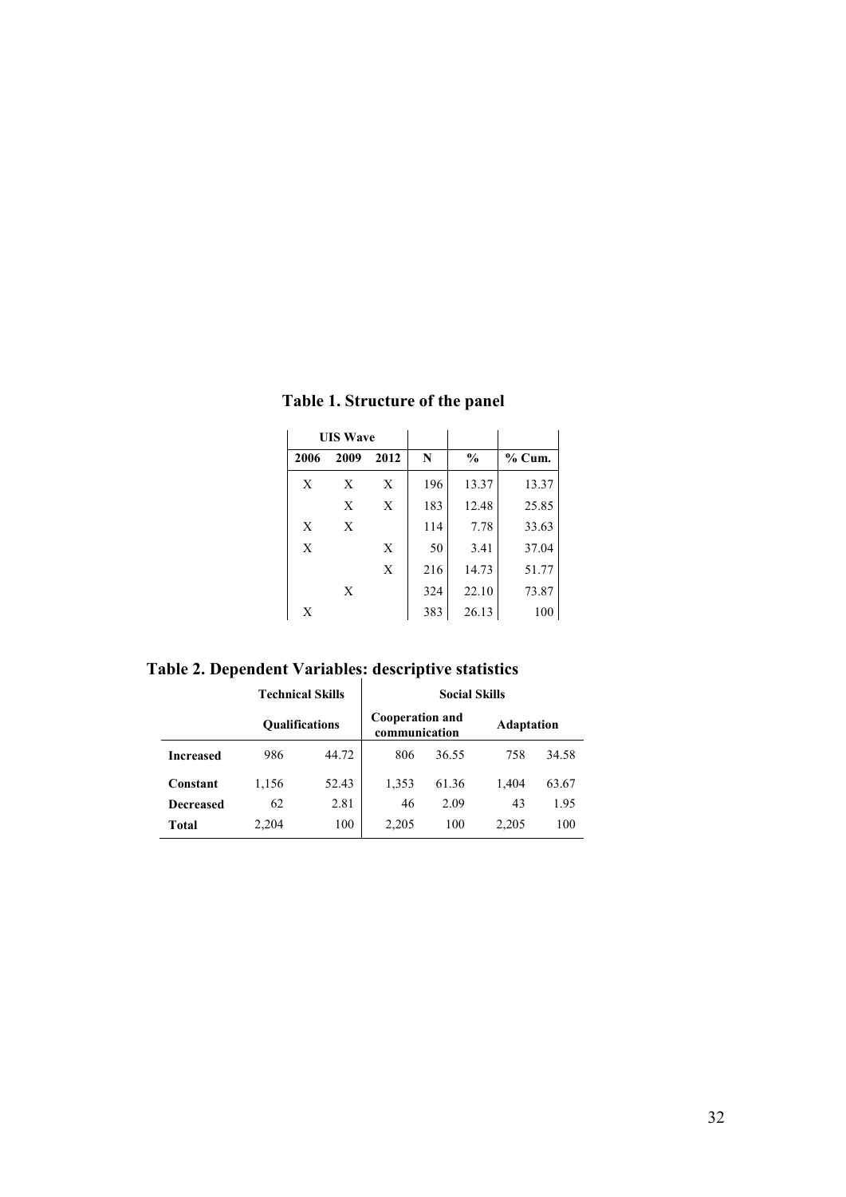**Table 1. Structure of the panel**

| UIS Wave | | | N | % | % Cum. |
|---|---|---|---|---|---|
| 2006 | 2009 | 2012 | | | |
| X | X | X | 196 | 13.37 | 13.37 |
| | X | X | 183 | 12.48 | 25.85 |
| X | X | | 114 | 7.78 | 33.63 |
| X | | X | 50 | 3.41 | 37.04 |
| | | X | 216 | 14.73 | 51.77 |
| | X | | 324 | 22.10 | 73.87 |
| X | | | 383 | 26.13 | 100 |

**Table 2. Dependent Variables: descriptive statistics**

| | Technical Skills | | Social Skills | | | |
|---|---|---|---|---|---|---|
| | Qualifications | | Cooperation and communication | | Adaptation | |
| **Increased** | 986 | 44.72 | 806 | 36.55 | 758 | 34.58 |
| **Constant** | 1,156 | 52.43 | 1,353 | 61.36 | 1,404 | 63.67 |
| **Decreased** | 62 | 2.81 | 46 | 2.09 | 43 | 1.95 |
| **Total** | 2,204 | 100 | 2,205 | 100 | 2,205 | 100 |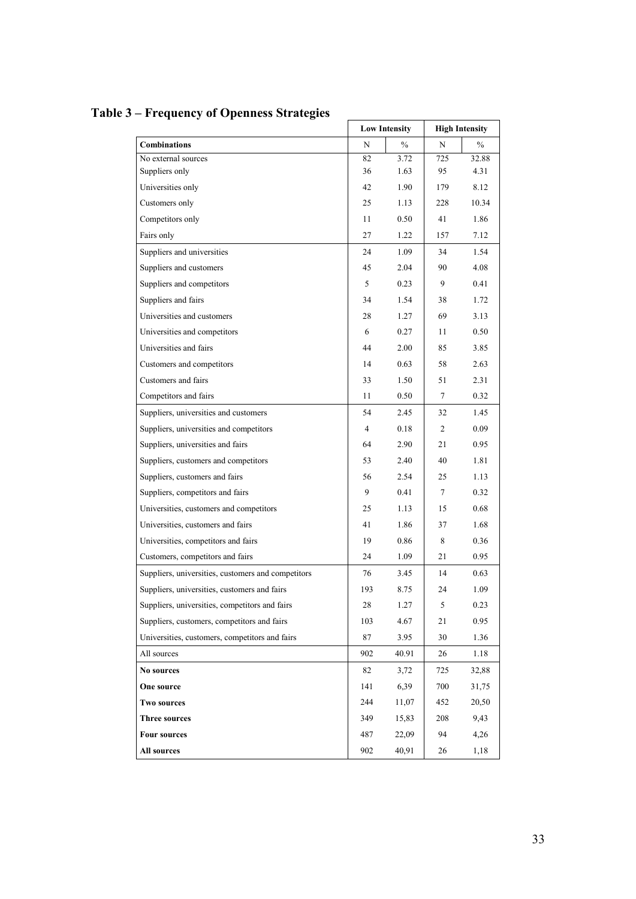# Table 3 – Frequency of Openness Strategies

| | Low Intensity | | High Intensity | |
|---|---|---|---|---|
| **Combinations** | N | % | N | % |
| No external sources | 82 | 3.72 | 725 | 32.88 |
| Suppliers only | 36 | 1.63 | 95 | 4.31 |
| Universities only | 42 | 1.90 | 179 | 8.12 |
| Customers only | 25 | 1.13 | 228 | 10.34 |
| Competitors only | 11 | 0.50 | 41 | 1.86 |
| Fairs only | 27 | 1.22 | 157 | 7.12 |
| Suppliers and universities | 24 | 1.09 | 34 | 1.54 |
| Suppliers and customers | 45 | 2.04 | 90 | 4.08 |
| Suppliers and competitors | 5 | 0.23 | 9 | 0.41 |
| Suppliers and fairs | 34 | 1.54 | 38 | 1.72 |
| Universities and customers | 28 | 1.27 | 69 | 3.13 |
| Universities and competitors | 6 | 0.27 | 11 | 0.50 |
| Universities and fairs | 44 | 2.00 | 85 | 3.85 |
| Customers and competitors | 14 | 0.63 | 58 | 2.63 |
| Customers and fairs | 33 | 1.50 | 51 | 2.31 |
| Competitors and fairs | 11 | 0.50 | 7 | 0.32 |
| Suppliers, universities and customers | 54 | 2.45 | 32 | 1.45 |
| Suppliers, universities and competitors | 4 | 0.18 | 2 | 0.09 |
| Suppliers, universities and fairs | 64 | 2.90 | 21 | 0.95 |
| Suppliers, customers and competitors | 53 | 2.40 | 40 | 1.81 |
| Suppliers, customers and fairs | 56 | 2.54 | 25 | 1.13 |
| Suppliers, competitors and fairs | 9 | 0.41 | 7 | 0.32 |
| Universities, customers and competitors | 25 | 1.13 | 15 | 0.68 |
| Universities, customers and fairs | 41 | 1.86 | 37 | 1.68 |
| Universities, competitors and fairs | 19 | 0.86 | 8 | 0.36 |
| Customers, competitors and fairs | 24 | 1.09 | 21 | 0.95 |
| Suppliers, universities, customers and competitors | 76 | 3.45 | 14 | 0.63 |
| Suppliers, universities, customers and fairs | 193 | 8.75 | 24 | 1.09 |
| Suppliers, universities, competitors and fairs | 28 | 1.27 | 5 | 0.23 |
| Suppliers, customers, competitors and fairs | 103 | 4.67 | 21 | 0.95 |
| Universities, customers, competitors and fairs | 87 | 3.95 | 30 | 1.36 |
| All sources | 902 | 40.91 | 26 | 1.18 |
| **No sources** | 82 | 3,72 | 725 | 32,88 |
| **One source** | 141 | 6,39 | 700 | 31,75 |
| **Two sources** | 244 | 11,07 | 452 | 20,50 |
| **Three sources** | 349 | 15,83 | 208 | 9,43 |
| **Four sources** | 487 | 22,09 | 94 | 4,26 |
| **All sources** | 902 | 40,91 | 26 | 1,18 |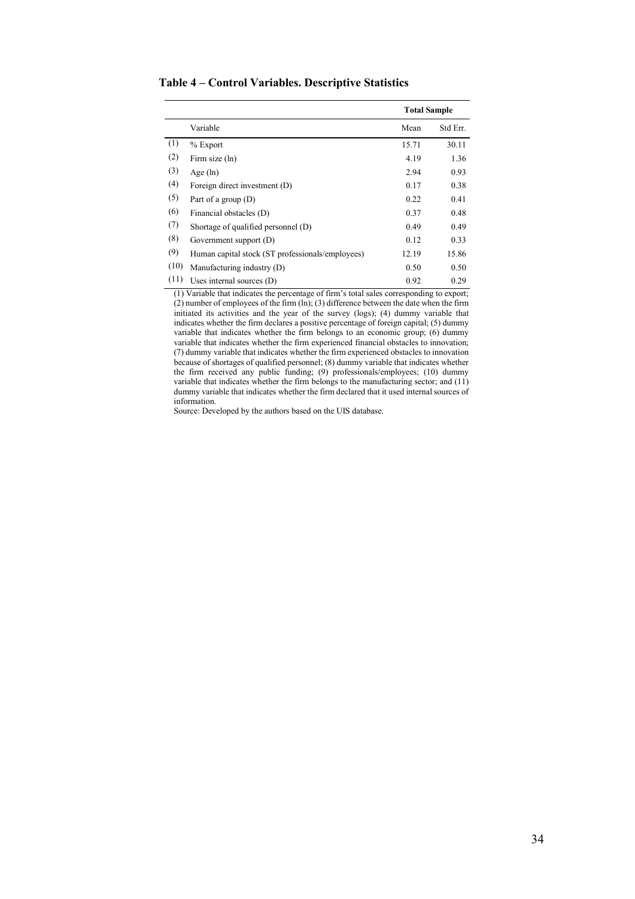**Table 4 – Control Variables. Descriptive Statistics**

| | | Total Sample | |
|---|---|---|---|
| | Variable | Mean | Std Err. |
| (1) | % Export | 15.71 | 30.11 |
| (2) | Firm size (ln) | 4.19 | 1.36 |
| (3) | Age (ln) | 2.94 | 0.93 |
| (4) | Foreign direct investment (D) | 0.17 | 0.38 |
| (5) | Part of a group (D) | 0.22 | 0.41 |
| (6) | Financial obstacles (D) | 0.37 | 0.48 |
| (7) | Shortage of qualified personnel (D) | 0.49 | 0.49 |
| (8) | Government support (D) | 0.12 | 0.33 |
| (9) | Human capital stock (ST professionals/employees) | 12.19 | 15.86 |
| (10) | Manufacturing industry (D) | 0.50 | 0.50 |
| (11) | Uses internal sources (D) | 0.92 | 0.29 |

(1) Variable that indicates the percentage of firm's total sales corresponding to export; (2) number of employees of the firm (ln); (3) difference between the date when the firm initiated its activities and the year of the survey (logs); (4) dummy variable that indicates whether the firm declares a positive percentage of foreign capital; (5) dummy variable that indicates whether the firm belongs to an economic group; (6) dummy variable that indicates whether the firm experienced financial obstacles to innovation; (7) dummy variable that indicates whether the firm experienced obstacles to innovation because of shortages of qualified personnel; (8) dummy variable that indicates whether the firm received any public funding; (9) professionals/employees; (10) dummy variable that indicates whether the firm belongs to the manufacturing sector; and (11) dummy variable that indicates whether the firm declared that it used internal sources of information.

Source: Developed by the authors based on the UIS database.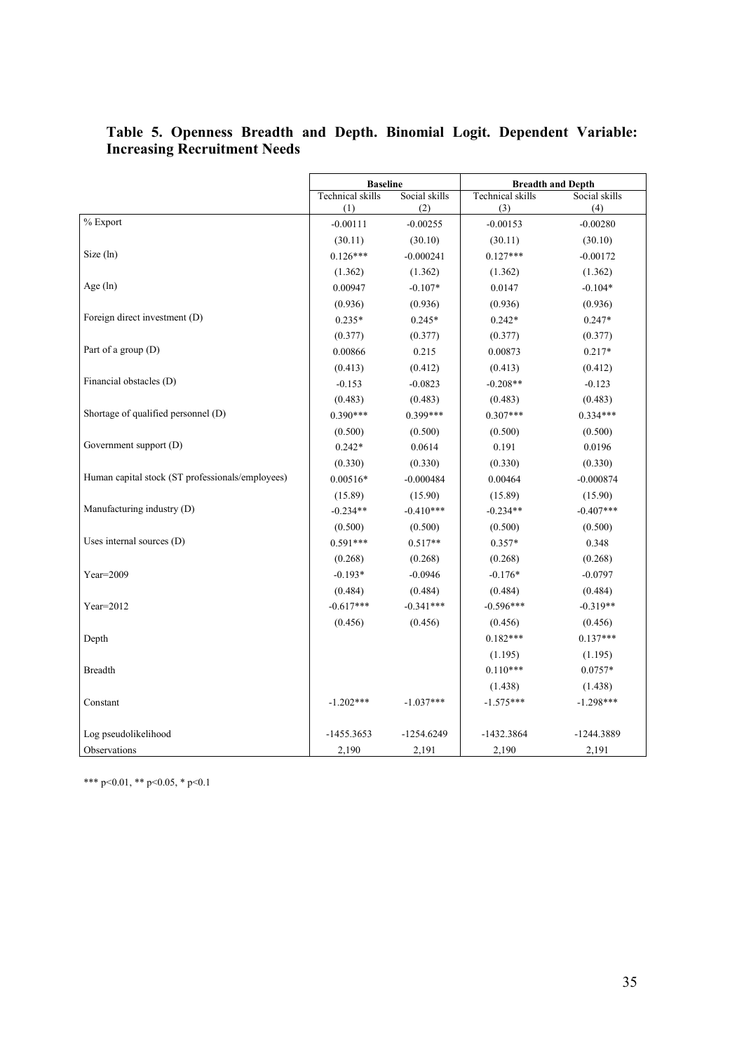## Table 5. Openness Breadth and Depth. Binomial Logit. Dependent Variable: Increasing Recruitment Needs

| | Baseline | | Breadth and Depth | |
|---|---|---|---|---|
| | Technical skills (1) | Social skills (2) | Technical skills (3) | Social skills (4) |
| % Export | -0.00111 | -0.00255 | -0.00153 | -0.00280 |
| | (30.11) | (30.10) | (30.11) | (30.10) |
| Size (ln) | 0.126*** | -0.000241 | 0.127*** | -0.00172 |
| | (1.362) | (1.362) | (1.362) | (1.362) |
| Age (ln) | 0.00947 | -0.107* | 0.0147 | -0.104* |
| | (0.936) | (0.936) | (0.936) | (0.936) |
| Foreign direct investment (D) | 0.235* | 0.245* | 0.242* | 0.247* |
| | (0.377) | (0.377) | (0.377) | (0.377) |
| Part of a group (D) | 0.00866 | 0.215 | 0.00873 | 0.217* |
| | (0.413) | (0.412) | (0.413) | (0.412) |
| Financial obstacles (D) | -0.153 | -0.0823 | -0.208** | -0.123 |
| | (0.483) | (0.483) | (0.483) | (0.483) |
| Shortage of qualified personnel (D) | 0.390*** | 0.399*** | 0.307*** | 0.334*** |
| | (0.500) | (0.500) | (0.500) | (0.500) |
| Government support (D) | 0.242* | 0.0614 | 0.191 | 0.0196 |
| | (0.330) | (0.330) | (0.330) | (0.330) |
| Human capital stock (ST professionals/employees) | 0.00516* | -0.000484 | 0.00464 | -0.000874 |
| | (15.89) | (15.90) | (15.89) | (15.90) |
| Manufacturing industry (D) | -0.234** | -0.410*** | -0.234** | -0.407*** |
| | (0.500) | (0.500) | (0.500) | (0.500) |
| Uses internal sources (D) | 0.591*** | 0.517** | 0.357* | 0.348 |
| | (0.268) | (0.268) | (0.268) | (0.268) |
| Year=2009 | -0.193* | -0.0946 | -0.176* | -0.0797 |
| | (0.484) | (0.484) | (0.484) | (0.484) |
| Year=2012 | -0.617*** | -0.341*** | -0.596*** | -0.319** |
| | (0.456) | (0.456) | (0.456) | (0.456) |
| Depth | | | 0.182*** | 0.137*** |
| | | | (1.195) | (1.195) |
| Breadth | | | 0.110*** | 0.0757* |
| | | | (1.438) | (1.438) |
| Constant | -1.202*** | -1.037*** | -1.575*** | -1.298*** |
| Log pseudolikelihood | -1455.3653 | -1254.6249 | -1432.3864 | -1244.3889 |
| Observations | 2,190 | 2,191 | 2,190 | 2,191 |

*** p<0.01, ** p<0.05, * p<0.1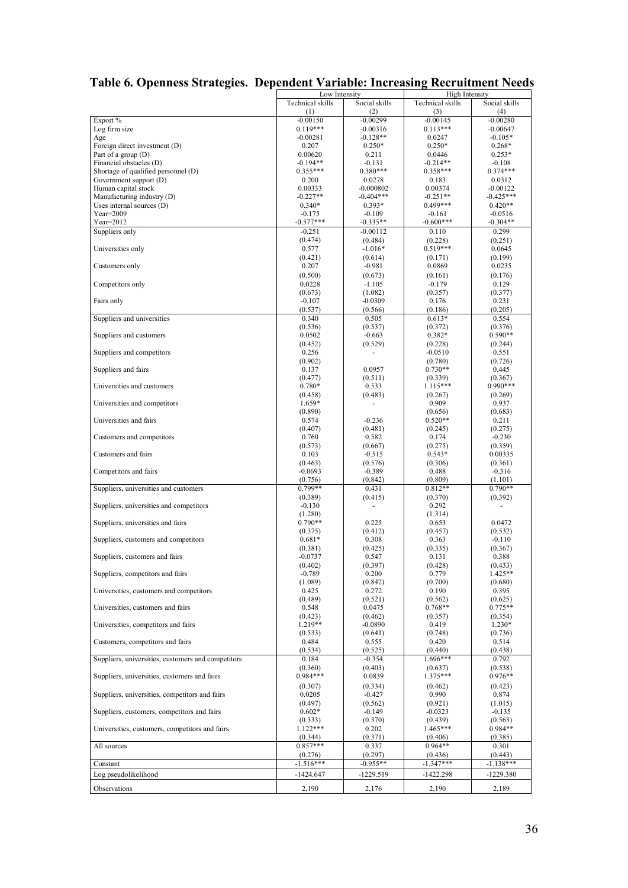## Table 6. Openness Strategies. Dependent Variable: Increasing Recruitment Needs

| | Low Intensity | | High Intensity | |
|---|---|---|---|---|
| | Technical skills | Social skills | Technical skills | Social skills |
| | (1) | (2) | (3) | (4) |
| Export % | -0.00150 | -0.00299 | -0.00145 | -0.00280 |
| Log firm size | 0.119*** | -0.00316 | 0.113*** | -0.00647 |
| Age | -0.00281 | -0.128** | 0.0247 | -0.105* |
| Foreign direct investment (D) | 0.207 | 0.250* | 0.250* | 0.268* |
| Part of a group (D) | 0.00620 | 0.211 | 0.0446 | 0.253* |
| Financial obstacles (D) | -0.194** | -0.131 | -0.214** | -0.108 |
| Shortage of qualified personnel (D) | 0.355*** | 0.380*** | 0.358*** | 0.374*** |
| Government support (D) | 0.200 | 0.0278 | 0.183 | 0.0312 |
| Human capital stock | 0.00333 | -0.000802 | 0.00374 | -0.00122 |
| Manufacturing industry (D) | -0.227** | -0.404*** | -0.251** | -0.425*** |
| Uses internal sources (D) | 0.340* | 0.393* | 0.499*** | 0.420** |
| Year=2009 | -0.175 | -0.109 | -0.161 | -0.0516 |
| Year=2012 | -0.577*** | -0.335** | -0.600*** | -0.304** |
| Suppliers only | -0.251 | -0.00112 | 0.110 | 0.299 |
| | (0.474) | (0.484) | (0.228) | (0.251) |
| Universities only | 0.577 | -1.016* | 0.519*** | 0.0645 |
| | (0.421) | (0.614) | (0.171) | (0.199) |
| Customers only | 0.207 | -0.981 | 0.0869 | 0.0235 |
| | (0.500) | (0.673) | (0.161) | (0.176) |
| Competitors only | 0.0228 | -1.105 | -0.179 | 0.129 |
| | (0.673) | (1.082) | (0.357) | (0.377) |
| Fairs only | -0.107 | -0.0309 | 0.176 | 0.231 |
| | (0.537) | (0.566) | (0.186) | (0.205) |
| Suppliers and universities | 0.340 | 0.505 | 0.613* | 0.554 |
| | (0.536) | (0.537) | (0.372) | (0.376) |
| Suppliers and customers | 0.0502 | -0.663 | 0.382* | 0.590** |
| | (0.452) | (0.529) | (0.228) | (0.244) |
| Suppliers and competitors | 0.256 | - | -0.0510 | 0.551 |
| | (0.902) | | (0.780) | (0.726) |
| Suppliers and fairs | 0.137 | 0.0957 | 0.730** | 0.445 |
| | (0.477) | (0.511) | (0.339) | (0.367) |
| Universities and customers | 0.780* | 0.533 | 1.115*** | 0.990*** |
| | (0.458) | (0.483) | (0.267) | (0.269) |
| Universities and competitors | 1.659* | - | 0.909 | 0.937 |
| | (0.890) | | (0.656) | (0.683) |
| Universities and fairs | 0.574 | -0.236 | 0.520** | 0.211 |
| | (0.407) | (0.481) | (0.245) | (0.275) |
| Customers and competitors | 0.760 | 0.582 | 0.174 | -0.230 |
| | (0.573) | (0.667) | (0.275) | (0.359) |
| Customers and fairs | 0.103 | -0.515 | 0.543* | 0.00335 |
| | (0.463) | (0.576) | (0.306) | (0.361) |
| Competitors and fairs | -0.0693 | -0.389 | 0.488 | -0.316 |
| | (0.756) | (0.842) | (0.809) | (1.101) |
| Suppliers, universities and customers | 0.799** | 0.431 | 0.812** | 0.790** |
| | (0.389) | (0.415) | (0.370) | (0.392) |
| Suppliers, universities and competitors | -0.130 | - | 0.292 | - |
| | (1.280) | | (1.314) | |
| Suppliers, universities and fairs | 0.790** | 0.225 | 0.653 | 0.0472 |
| | (0.375) | (0.412) | (0.457) | (0.532) |
| Suppliers, customers and competitors | 0.681* | 0.308 | 0.363 | -0.110 |
| | (0.381) | (0.425) | (0.335) | (0.367) |
| Suppliers, customers and fairs | -0.0737 | 0.547 | 0.131 | 0.388 |
| | (0.402) | (0.397) | (0.428) | (0.433) |
| Suppliers, competitors and fairs | -0.789 | 0.200 | 0.779 | 1.425** |
| | (1.089) | (0.842) | (0.700) | (0.680) |
| Universities, customers and competitors | 0.425 | 0.272 | 0.190 | 0.395 |
| | (0.489) | (0.521) | (0.562) | (0.625) |
| Universities, customers and fairs | 0.548 | 0.0475 | 0.768** | 0.775** |
| | (0.423) | (0.462) | (0.357) | (0.354) |
| Universities, competitors and fairs | 1.219** | -0.0890 | 0.419 | 1.230* |
| | (0.533) | (0.641) | (0.748) | (0.736) |
| Customers, competitors and fairs | 0.484 | 0.555 | 0.420 | 0.514 |
| | (0.534) | (0.525) | (0.440) | (0.438) |
| Suppliers, universities, customers and competitors | 0.184 | -0.354 | 1.696*** | 0.792 |
| | (0.360) | (0.403) | (0.637) | (0.538) |
| Suppliers, universities, customers and fairs | 0.984*** | 0.0839 | 1.375*** | 0.976** |
| | (0.307) | (0.334) | (0.462) | (0.423) |
| Suppliers, universities, competitors and fairs | 0.0205 | -0.427 | 0.990 | 0.874 |
| | (0.497) | (0.562) | (0.921) | (1.015) |
| Suppliers, customers, competitors and fairs | 0.602* | -0.149 | -0.0323 | -0.135 |
| | (0.333) | (0.370) | (0.439) | (0.563) |
| Universities, customers, competitors and fairs | 1.122*** | 0.202 | 1.465*** | 0.984** |
| | (0.344) | (0.371) | (0.406) | (0.385) |
| All sources | 0.857*** | 0.337 | 0.964** | 0.301 |
| | (0.276) | (0.297) | (0.436) | (0.443) |
| Constant | -1.516*** | -0.955** | -1.347*** | -1.138*** |
| Log pseudolikelihood | -1424.647 | -1229.519 | -1422.298 | -1229.380 |
| Observations | 2,190 | 2,176 | 2,190 | 2,189 |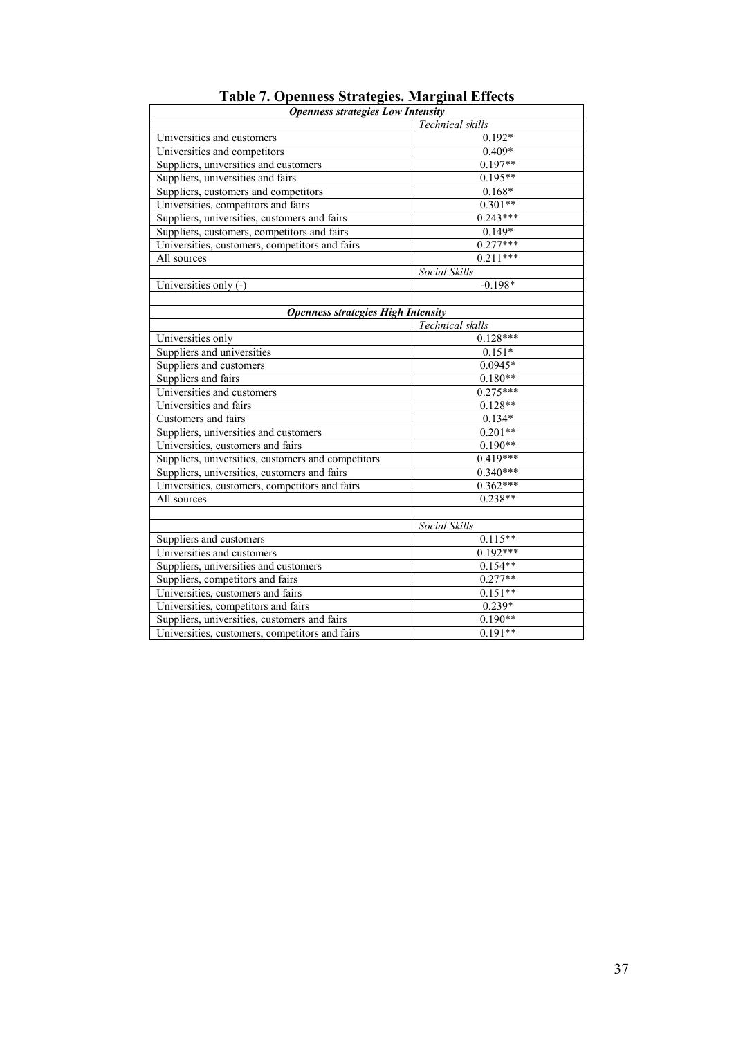# Table 7. Openness Strategies. Marginal Effects

| | |
|---|---|
| ***Openness strategies Low Intensity*** | |
| | *Technical skills* |
| Universities and customers | 0.192* |
| Universities and competitors | 0.409* |
| Suppliers, universities and customers | 0.197** |
| Suppliers, universities and fairs | 0.195** |
| Suppliers, customers and competitors | 0.168* |
| Universities, competitors and fairs | 0.301** |
| Suppliers, universities, customers and fairs | 0.243*** |
| Suppliers, customers, competitors and fairs | 0.149* |
| Universities, customers, competitors and fairs | 0.277*** |
| All sources | 0.211*** |
| | *Social Skills* |
| Universities only (-) | -0.198* |
| | |
| ***Openness strategies High Intensity*** | |
| | *Technical skills* |
| Universities only | 0.128*** |
| Suppliers and universities | 0.151* |
| Suppliers and customers | 0.0945* |
| Suppliers and fairs | 0.180** |
| Universities and customers | 0.275*** |
| Universities and fairs | 0.128** |
| Customers and fairs | 0.134* |
| Suppliers, universities and customers | 0.201** |
| Universities, customers and fairs | 0.190** |
| Suppliers, universities, customers and competitors | 0.419*** |
| Suppliers, universities, customers and fairs | 0.340*** |
| Universities, customers, competitors and fairs | 0.362*** |
| All sources | 0.238** |
| | |
| | *Social Skills* |
| Suppliers and customers | 0.115** |
| Universities and customers | 0.192*** |
| Suppliers, universities and customers | 0.154** |
| Suppliers, competitors and fairs | 0.277** |
| Universities, customers and fairs | 0.151** |
| Universities, competitors and fairs | 0.239* |
| Suppliers, universities, customers and fairs | 0.190** |
| Universities, customers, competitors and fairs | 0.191** |